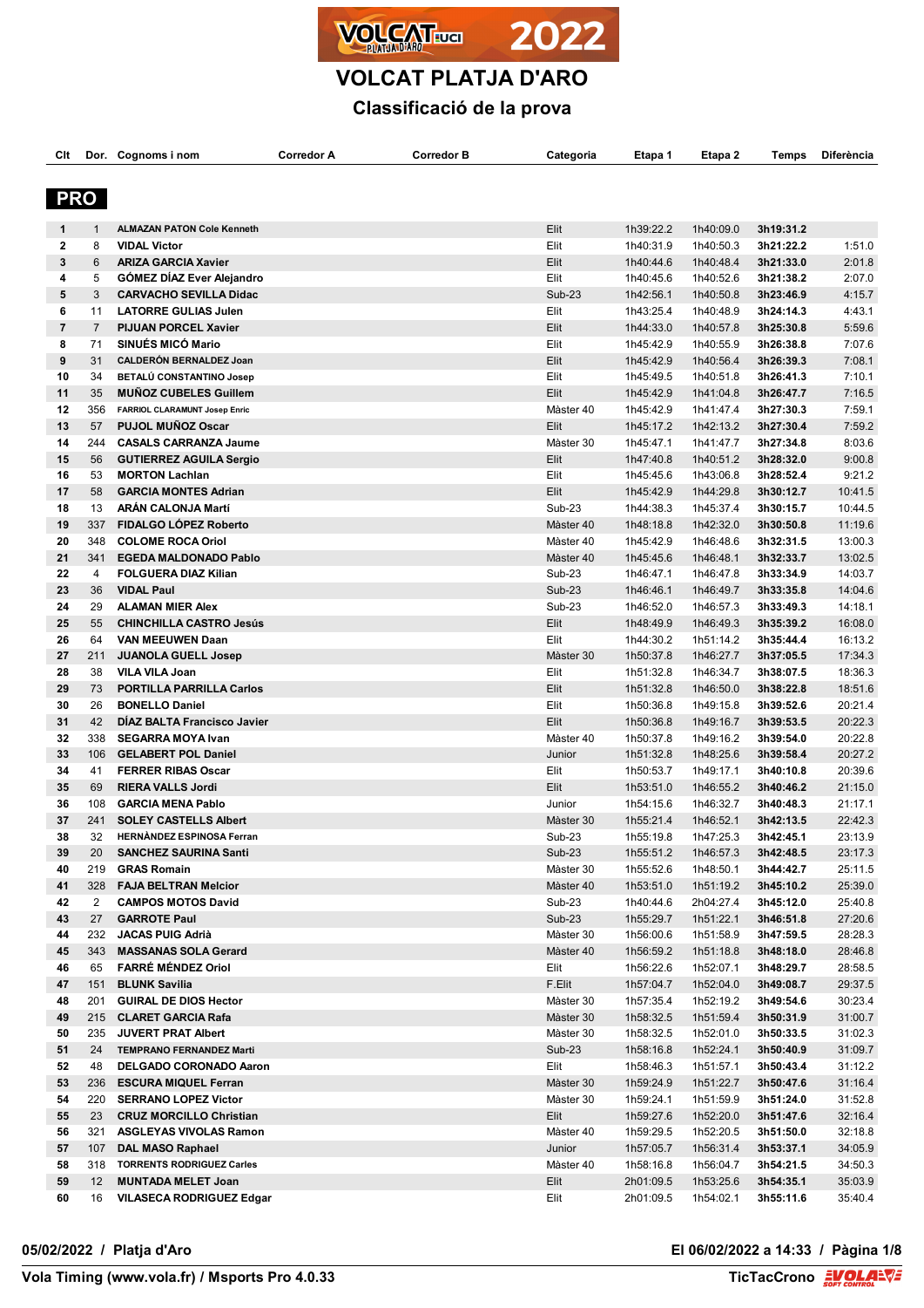# VOLCAT PLATJA D'ARO

## Classificació de la prova

### PRO

| Clt | Dor. | Cognoms i nom | Corredor A | Corredor B | Categoria | Etapa 1 | Etapa 2 | Temps | Diferència |
|---|---|---|---|---|---|---|---|---|---|
| 1 | 1 | ALMAZAN PATON Cole Kenneth | | | Elit | 1h39:22.2 | 1h40:09.0 | 3h19:31.2 | |
| 2 | 8 | VIDAL Victor | | | Elit | 1h40:31.9 | 1h40:50.3 | 3h21:22.2 | 1:51.0 |
| 3 | 6 | ARIZA GARCIA Xavier | | | Elit | 1h40:44.6 | 1h40:48.4 | 3h21:33.0 | 2:01.8 |
| 4 | 5 | GÓMEZ DÍAZ Ever Alejandro | | | Elit | 1h40:45.6 | 1h40:52.6 | 3h21:38.2 | 2:07.0 |
| 5 | 3 | CARVACHO SEVILLA Didac | | | Sub-23 | 1h42:56.1 | 1h40:50.8 | 3h23:46.9 | 4:15.7 |
| 6 | 11 | LATORRE GULIAS Julen | | | Elit | 1h43:25.4 | 1h40:48.9 | 3h24:14.3 | 4:43.1 |
| 7 | 7 | PIJUAN PORCEL Xavier | | | Elit | 1h44:33.0 | 1h40:57.8 | 3h25:30.8 | 5:59.6 |
| 8 | 71 | SINUÉS MICÓ Mario | | | Elit | 1h45:42.9 | 1h40:55.9 | 3h26:38.8 | 7:07.6 |
| 9 | 31 | CALDERÓN BERNALDEZ Joan | | | Elit | 1h45:42.9 | 1h40:56.4 | 3h26:39.3 | 7:08.1 |
| 10 | 34 | BETALÚ CONSTANTINO Josep | | | Elit | 1h45:49.5 | 1h40:51.8 | 3h26:41.3 | 7:10.1 |
| 11 | 35 | MUÑOZ CUBELES Guillem | | | Elit | 1h45:42.9 | 1h41:04.8 | 3h26:47.7 | 7:16.5 |
| 12 | 356 | FARRIOL CLARAMUNT Josep Enric | | | Màster 40 | 1h45:42.9 | 1h41:47.4 | 3h27:30.3 | 7:59.1 |
| 13 | 57 | PUJOL MUÑOZ Oscar | | | Elit | 1h45:17.2 | 1h42:13.2 | 3h27:30.4 | 7:59.2 |
| 14 | 244 | CASALS CARRANZA Jaume | | | Màster 30 | 1h45:47.1 | 1h41:47.7 | 3h27:34.8 | 8:03.6 |
| 15 | 56 | GUTIERREZ AGUILA Sergio | | | Elit | 1h47:40.8 | 1h40:51.2 | 3h28:32.0 | 9:00.8 |
| 16 | 53 | MORTON Lachlan | | | Elit | 1h45:45.6 | 1h43:06.8 | 3h28:52.4 | 9:21.2 |
| 17 | 58 | GARCIA MONTES Adrian | | | Elit | 1h45:42.9 | 1h44:29.8 | 3h30:12.7 | 10:41.5 |
| 18 | 13 | ARÁN CALONJA Martí | | | Sub-23 | 1h44:38.3 | 1h45:37.4 | 3h30:15.7 | 10:44.5 |
| 19 | 337 | FIDALGO LÓPEZ Roberto | | | Màster 40 | 1h48:18.8 | 1h42:32.0 | 3h30:50.8 | 11:19.6 |
| 20 | 348 | COLOME ROCA Oriol | | | Màster 40 | 1h45:42.9 | 1h46:48.6 | 3h32:31.5 | 13:00.3 |
| 21 | 341 | EGEDA MALDONADO Pablo | | | Màster 40 | 1h45:45.6 | 1h46:48.1 | 3h32:33.7 | 13:02.5 |
| 22 | 4 | FOLGUERA DIAZ Kilian | | | Sub-23 | 1h46:47.1 | 1h46:47.8 | 3h33:34.9 | 14:03.7 |
| 23 | 36 | VIDAL Paul | | | Sub-23 | 1h46:46.1 | 1h46:49.7 | 3h33:35.8 | 14:04.6 |
| 24 | 29 | ALAMAN MIER Alex | | | Sub-23 | 1h46:52.0 | 1h46:57.3 | 3h33:49.3 | 14:18.1 |
| 25 | 55 | CHINCHILLA CASTRO Jesús | | | Elit | 1h48:49.9 | 1h46:49.3 | 3h35:39.2 | 16:08.0 |
| 26 | 64 | VAN MEEUWEN Daan | | | Elit | 1h44:30.2 | 1h51:14.2 | 3h35:44.4 | 16:13.2 |
| 27 | 211 | JUANOLA GUELL Josep | | | Màster 30 | 1h50:37.8 | 1h46:27.7 | 3h37:05.5 | 17:34.3 |
| 28 | 38 | VILA VILA Joan | | | Elit | 1h51:32.8 | 1h46:34.7 | 3h38:07.5 | 18:36.3 |
| 29 | 73 | PORTILLA PARRILLA Carlos | | | Elit | 1h51:32.8 | 1h46:50.0 | 3h38:22.8 | 18:51.6 |
| 30 | 26 | BONELLO Daniel | | | Elit | 1h50:36.8 | 1h49:15.8 | 3h39:52.6 | 20:21.4 |
| 31 | 42 | DÍAZ BALTA Francisco Javier | | | Elit | 1h50:36.8 | 1h49:16.7 | 3h39:53.5 | 20:22.3 |
| 32 | 338 | SEGARRA MOYA Ivan | | | Màster 40 | 1h50:37.8 | 1h49:16.2 | 3h39:54.0 | 20:22.8 |
| 33 | 106 | GELABERT POL Daniel | | | Junior | 1h51:32.8 | 1h48:25.6 | 3h39:58.4 | 20:27.2 |
| 34 | 41 | FERRER RIBAS Oscar | | | Elit | 1h50:53.7 | 1h49:17.1 | 3h40:10.8 | 20:39.6 |
| 35 | 69 | RIERA VALLS Jordi | | | Elit | 1h53:51.0 | 1h46:55.2 | 3h40:46.2 | 21:15.0 |
| 36 | 108 | GARCIA MENA Pablo | | | Junior | 1h54:15.6 | 1h46:32.7 | 3h40:48.3 | 21:17.1 |
| 37 | 241 | SOLEY CASTELLS Albert | | | Màster 30 | 1h55:21.4 | 1h46:52.1 | 3h42:13.5 | 22:42.3 |
| 38 | 32 | HERNÀNDEZ ESPINOSA Ferran | | | Sub-23 | 1h55:19.8 | 1h47:25.3 | 3h42:45.1 | 23:13.9 |
| 39 | 20 | SANCHEZ SAURINA Santi | | | Sub-23 | 1h55:51.2 | 1h46:57.3 | 3h42:48.5 | 23:17.3 |
| 40 | 219 | GRAS Romain | | | Màster 30 | 1h55:52.6 | 1h48:50.1 | 3h44:42.7 | 25:11.5 |
| 41 | 328 | FAJA BELTRAN Melcior | | | Màster 40 | 1h53:51.0 | 1h51:19.2 | 3h45:10.2 | 25:39.0 |
| 42 | 2 | CAMPOS MOTOS David | | | Sub-23 | 1h40:44.6 | 2h04:27.4 | 3h45:12.0 | 25:40.8 |
| 43 | 27 | GARROTE Paul | | | Sub-23 | 1h55:29.7 | 1h51:22.1 | 3h46:51.8 | 27:20.6 |
| 44 | 232 | JACAS PUIG Adrià | | | Màster 30 | 1h56:00.6 | 1h51:58.9 | 3h47:59.5 | 28:28.3 |
| 45 | 343 | MASSANAS SOLA Gerard | | | Màster 40 | 1h56:59.2 | 1h51:18.8 | 3h48:18.0 | 28:46.8 |
| 46 | 65 | FARRÉ MÉNDEZ Oriol | | | Elit | 1h56:22.6 | 1h52:07.1 | 3h48:29.7 | 28:58.5 |
| 47 | 151 | BLUNK Savilia | | | F.Elit | 1h57:04.7 | 1h52:04.0 | 3h49:08.7 | 29:37.5 |
| 48 | 201 | GUIRAL DE DIOS Hector | | | Màster 30 | 1h57:35.4 | 1h52:19.2 | 3h49:54.6 | 30:23.4 |
| 49 | 215 | CLARET GARCIA Rafa | | | Màster 30 | 1h58:32.5 | 1h51:59.4 | 3h50:31.9 | 31:00.7 |
| 50 | 235 | JUVERT PRAT Albert | | | Màster 30 | 1h58:32.5 | 1h52:01.0 | 3h50:33.5 | 31:02.3 |
| 51 | 24 | TEMPRANO FERNANDEZ Marti | | | Sub-23 | 1h58:16.8 | 1h52:24.1 | 3h50:40.9 | 31:09.7 |
| 52 | 48 | DELGADO CORONADO Aaron | | | Elit | 1h58:46.3 | 1h51:57.1 | 3h50:43.4 | 31:12.2 |
| 53 | 236 | ESCURA MIQUEL Ferran | | | Màster 30 | 1h59:24.9 | 1h51:22.7 | 3h50:47.6 | 31:16.4 |
| 54 | 220 | SERRANO LOPEZ Victor | | | Màster 30 | 1h59:24.1 | 1h51:59.9 | 3h51:24.0 | 31:52.8 |
| 55 | 23 | CRUZ MORCILLO Christian | | | Elit | 1h59:27.6 | 1h52:20.0 | 3h51:47.6 | 32:16.4 |
| 56 | 321 | ASGLEYAS VIVOLAS Ramon | | | Màster 40 | 1h59:29.5 | 1h52:20.5 | 3h51:50.0 | 32:18.8 |
| 57 | 107 | DAL MASO Raphael | | | Junior | 1h57:05.7 | 1h56:31.4 | 3h53:37.1 | 34:05.9 |
| 58 | 318 | TORRENTS RODRIGUEZ Carles | | | Màster 40 | 1h58:16.8 | 1h56:04.7 | 3h54:21.5 | 34:50.3 |
| 59 | 12 | MUNTADA MELET Joan | | | Elit | 2h01:09.5 | 1h53:25.6 | 3h54:35.1 | 35:03.9 |
| 60 | 16 | VILASECA RODRIGUEZ Edgar | | | Elit | 2h01:09.5 | 1h54:02.1 | 3h55:11.6 | 35:40.4 |

05/02/2022 / Platja d'Aro

El 06/02/2022 a 14:33

Vola Timing (www.vola.fr) / Msports Pro 4.0.33

TicTacCrono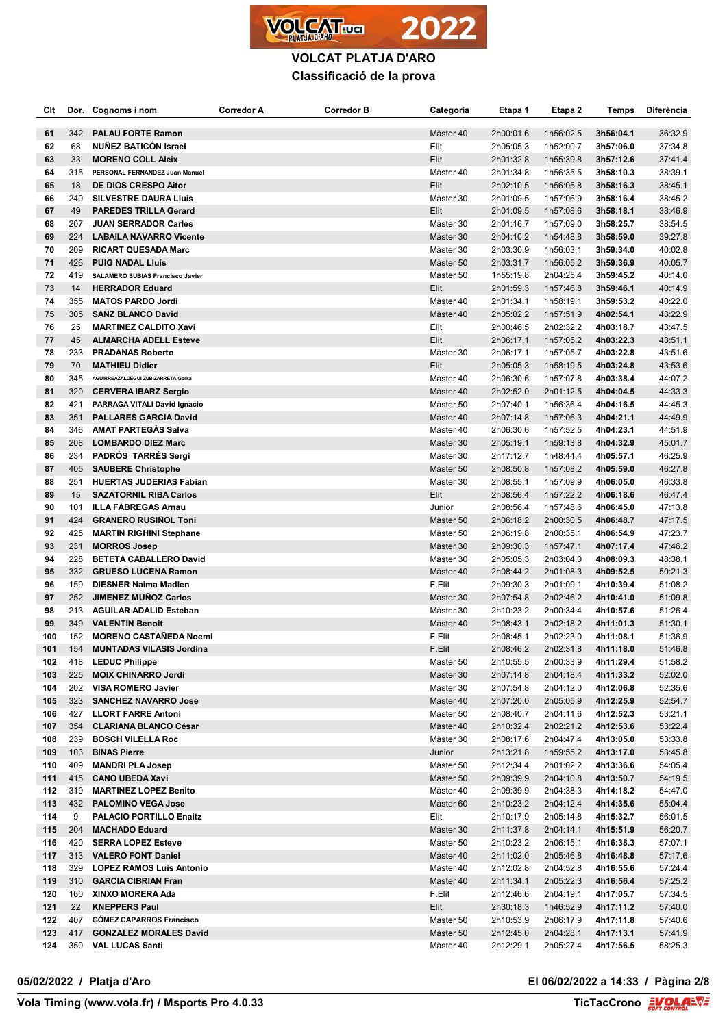# VOLCAT PLATJA D'ARO

## Classificació de la prova

| Clt | Dor. | Cognoms i nom | Corredor A | Corredor B | Categoria | Etapa 1 | Etapa 2 | Temps | Diferència |
|---|---|---|---|---|---|---|---|---|---|
| 61 | 342 | **PALAU FORTE Ramon** | | | Màster 40 | 2h00:01.6 | 1h56:02.5 | **3h56:04.1** | 36:32.9 |
| 62 | 68 | **NUÑEZ BATICÓN Israel** | | | Elit | 2h05:05.3 | 1h52:00.7 | **3h57:06.0** | 37:34.8 |
| 63 | 33 | **MORENO COLL Aleix** | | | Elit | 2h01:32.8 | 1h55:39.8 | **3h57:12.6** | 37:41.4 |
| 64 | 315 | **PERSONAL FERNANDEZ Juan Manuel** | | | Màster 40 | 2h01:34.8 | 1h56:35.5 | **3h58:10.3** | 38:39.1 |
| 65 | 18 | **DE DIOS CRESPO Aitor** | | | Elit | 2h02:10.5 | 1h56:05.8 | **3h58:16.3** | 38:45.1 |
| 66 | 240 | **SILVESTRE DAURA Lluis** | | | Màster 30 | 2h01:09.5 | 1h57:06.9 | **3h58:16.4** | 38:45.2 |
| 67 | 49 | **PAREDES TRILLA Gerard** | | | Elit | 2h01:09.5 | 1h57:08.6 | **3h58:18.1** | 38:46.9 |
| 68 | 207 | **JUAN SERRADOR Carles** | | | Màster 30 | 2h01:16.7 | 1h57:09.0 | **3h58:25.7** | 38:54.5 |
| 69 | 224 | **LABAILA NAVARRO Vicente** | | | Màster 30 | 2h04:10.2 | 1h54:48.8 | **3h58:59.0** | 39:27.8 |
| 70 | 209 | **RICART QUESADA Marc** | | | Màster 30 | 2h03:30.9 | 1h56:03.1 | **3h59:34.0** | 40:02.8 |
| 71 | 426 | **PUIG NADAL Lluís** | | | Màster 50 | 2h03:31.7 | 1h56:05.2 | **3h59:36.9** | 40:05.7 |
| 72 | 419 | **SALAMERO SUBIAS Francisco Javier** | | | Màster 50 | 1h55:19.8 | 2h04:25.4 | **3h59:45.2** | 40:14.0 |
| 73 | 14 | **HERRADOR Eduard** | | | Elit | 2h01:59.3 | 1h57:46.8 | **3h59:46.1** | 40:14.9 |
| 74 | 355 | **MATOS PARDO Jordi** | | | Màster 40 | 2h01:34.1 | 1h58:19.1 | **3h59:53.2** | 40:22.0 |
| 75 | 305 | **SANZ BLANCO David** | | | Màster 40 | 2h05:02.2 | 1h57:51.9 | **4h02:54.1** | 43:22.9 |
| 76 | 25 | **MARTINEZ CALDITO Xavi** | | | Elit | 2h00:46.5 | 2h02:32.2 | **4h03:18.7** | 43:47.5 |
| 77 | 45 | **ALMARCHA ADELL Esteve** | | | Elit | 2h06:17.1 | 1h57:05.2 | **4h03:22.3** | 43:51.1 |
| 78 | 233 | **PRADANAS Roberto** | | | Màster 30 | 2h06:17.1 | 1h57:05.7 | **4h03:22.8** | 43:51.6 |
| 79 | 70 | **MATHIEU Didier** | | | Elit | 2h05:05.3 | 1h58:19.5 | **4h03:24.8** | 43:53.6 |
| 80 | 345 | **AGUIRREAZALDEGUI ZUBIZARRETA Gorka** | | | Màster 40 | 2h06:30.6 | 1h57:07.8 | **4h03:38.4** | 44:07.2 |
| 81 | 320 | **CERVERA IBARZ Sergio** | | | Màster 40 | 2h02:52.0 | 2h01:12.5 | **4h04:04.5** | 44:33.3 |
| 82 | 421 | **PARRAGA VITALI David Ignacio** | | | Màster 50 | 2h07:40.1 | 1h56:36.4 | **4h04:16.5** | 44:45.3 |
| 83 | 351 | **PALLARES GARCIA David** | | | Màster 40 | 2h07:14.8 | 1h57:06.3 | **4h04:21.1** | 44:49.9 |
| 84 | 346 | **AMAT PARTEGÀS Salva** | | | Màster 40 | 2h06:30.6 | 1h57:52.5 | **4h04:23.1** | 44:51.9 |
| 85 | 208 | **LOMBARDO DIEZ Marc** | | | Màster 30 | 2h05:19.1 | 1h59:13.8 | **4h04:32.9** | 45:01.7 |
| 86 | 234 | **PADRÓS TARRÉS Sergi** | | | Màster 30 | 2h17:12.7 | 1h48:44.4 | **4h05:57.1** | 46:25.9 |
| 87 | 405 | **SAUBERE Christophe** | | | Màster 50 | 2h08:50.8 | 1h57:08.2 | **4h05:59.0** | 46:27.8 |
| 88 | 251 | **HUERTAS JUDERIAS Fabian** | | | Màster 30 | 2h08:55.1 | 1h57:09.9 | **4h06:05.0** | 46:33.8 |
| 89 | 15 | **SAZATORNIL RIBA Carlos** | | | Elit | 2h08:56.4 | 1h57:22.2 | **4h06:18.6** | 46:47.4 |
| 90 | 101 | **ILLA FÀBREGAS Arnau** | | | Junior | 2h08:56.4 | 1h57:48.6 | **4h06:45.0** | 47:13.8 |
| 91 | 424 | **GRANERO RUSIÑOL Toni** | | | Màster 50 | 2h06:18.2 | 2h00:30.5 | **4h06:48.7** | 47:17.5 |
| 92 | 425 | **MARTIN RIGHINI Stephane** | | | Màster 50 | 2h06:19.8 | 2h00:35.1 | **4h06:54.9** | 47:23.7 |
| 93 | 231 | **MORROS Josep** | | | Màster 30 | 2h09:30.3 | 1h57:47.1 | **4h07:17.4** | 47:46.2 |
| 94 | 228 | **BETETA CABALLERO David** | | | Màster 30 | 2h05:05.3 | 2h03:04.0 | **4h08:09.3** | 48:38.1 |
| 95 | 332 | **GRUESO LUCENA Ramon** | | | Màster 40 | 2h08:44.2 | 2h01:08.3 | **4h09:52.5** | 50:21.3 |
| 96 | 159 | **DIESNER Naima Madlen** | | | F.Elit | 2h09:30.3 | 2h01:09.1 | **4h10:39.4** | 51:08.2 |
| 97 | 252 | **JIMENEZ MUÑOZ Carlos** | | | Màster 30 | 2h07:54.8 | 2h02:46.2 | **4h10:41.0** | 51:09.8 |
| 98 | 213 | **AGUILAR ADALID Esteban** | | | Màster 30 | 2h10:23.2 | 2h00:34.4 | **4h10:57.6** | 51:26.4 |
| 99 | 349 | **VALENTIN Benoit** | | | Màster 40 | 2h08:43.1 | 2h02:18.2 | **4h11:01.3** | 51:30.1 |
| 100 | 152 | **MORENO CASTAÑEDA Noemi** | | | F.Elit | 2h08:45.1 | 2h02:23.0 | **4h11:08.1** | 51:36.9 |
| 101 | 154 | **MUNTADAS VILASIS Jordina** | | | F.Elit | 2h08:46.2 | 2h02:31.8 | **4h11:18.0** | 51:46.8 |
| 102 | 418 | **LEDUC Philippe** | | | Màster 50 | 2h10:55.5 | 2h00:33.9 | **4h11:29.4** | 51:58.2 |
| 103 | 225 | **MOIX CHINARRO Jordi** | | | Màster 30 | 2h07:14.8 | 2h04:18.4 | **4h11:33.2** | 52:02.0 |
| 104 | 202 | **VISA ROMERO Javier** | | | Màster 30 | 2h07:54.8 | 2h04:12.0 | **4h12:06.8** | 52:35.6 |
| 105 | 323 | **SANCHEZ NAVARRO Jose** | | | Màster 40 | 2h07:20.0 | 2h05:05.9 | **4h12:25.9** | 52:54.7 |
| 106 | 427 | **LLORT FARRE Antoni** | | | Màster 50 | 2h08:40.7 | 2h04:11.6 | **4h12:52.3** | 53:21.1 |
| 107 | 354 | **CLARIANA BLANCO César** | | | Màster 40 | 2h10:32.4 | 2h02:21.2 | **4h12:53.6** | 53:22.4 |
| 108 | 239 | **BOSCH VILELLA Roc** | | | Màster 30 | 2h08:17.6 | 2h04:47.4 | **4h13:05.0** | 53:33.8 |
| 109 | 103 | **BINAS Pierre** | | | Junior | 2h13:21.8 | 1h59:55.2 | **4h13:17.0** | 53:45.8 |
| 110 | 409 | **MANDRI PLA Josep** | | | Màster 50 | 2h12:34.4 | 2h01:02.2 | **4h13:36.6** | 54:05.4 |
| 111 | 415 | **CANO UBEDA Xavi** | | | Màster 50 | 2h09:39.9 | 2h04:10.8 | **4h13:50.7** | 54:19.5 |
| 112 | 319 | **MARTINEZ LOPEZ Benito** | | | Màster 40 | 2h09:39.9 | 2h04:38.3 | **4h14:18.2** | 54:47.0 |
| 113 | 432 | **PALOMINO VEGA Jose** | | | Màster 60 | 2h10:23.2 | 2h04:12.4 | **4h14:35.6** | 55:04.4 |
| 114 | 9 | **PALACIO PORTILLO Enaitz** | | | Elit | 2h10:17.9 | 2h05:14.8 | **4h15:32.7** | 56:01.5 |
| 115 | 204 | **MACHADO Eduard** | | | Màster 30 | 2h11:37.8 | 2h04:14.1 | **4h15:51.9** | 56:20.7 |
| 116 | 420 | **SERRA LOPEZ Esteve** | | | Màster 50 | 2h10:23.2 | 2h06:15.1 | **4h16:38.3** | 57:07.1 |
| 117 | 313 | **VALERO FONT Daniel** | | | Màster 40 | 2h11:02.0 | 2h05:46.8 | **4h16:48.8** | 57:17.6 |
| 118 | 329 | **LOPEZ RAMOS Luis Antonio** | | | Màster 40 | 2h12:02.8 | 2h04:52.8 | **4h16:55.6** | 57:24.4 |
| 119 | 310 | **GARCIA CIBRIAN Fran** | | | Màster 40 | 2h11:34.1 | 2h05:22.3 | **4h16:56.4** | 57:25.2 |
| 120 | 160 | **XINXO MORERA Ada** | | | F.Elit | 2h12:46.6 | 2h04:19.1 | **4h17:05.7** | 57:34.5 |
| 121 | 22 | **KNEPPERS Paul** | | | Elit | 2h30:18.3 | 1h46:52.9 | **4h17:11.2** | 57:40.0 |
| 122 | 407 | **GÓMEZ CAPARROS Francisco** | | | Màster 50 | 2h10:53.9 | 2h06:17.9 | **4h17:11.8** | 57:40.6 |
| 123 | 417 | **GONZALEZ MORALES David** | | | Màster 50 | 2h12:45.0 | 2h04:28.1 | **4h17:13.1** | 57:41.9 |
| 124 | 350 | **VAL LUCAS Santi** | | | Màster 40 | 2h12:29.1 | 2h05:27.4 | **4h17:56.5** | 58:25.3 |

**05/02/2022 / Platja d'Aro** — **El 06/02/2022 a 14:33**

**Vola Timing (www.vola.fr) / Msports Pro 4.0.33** — **TicTacCrono**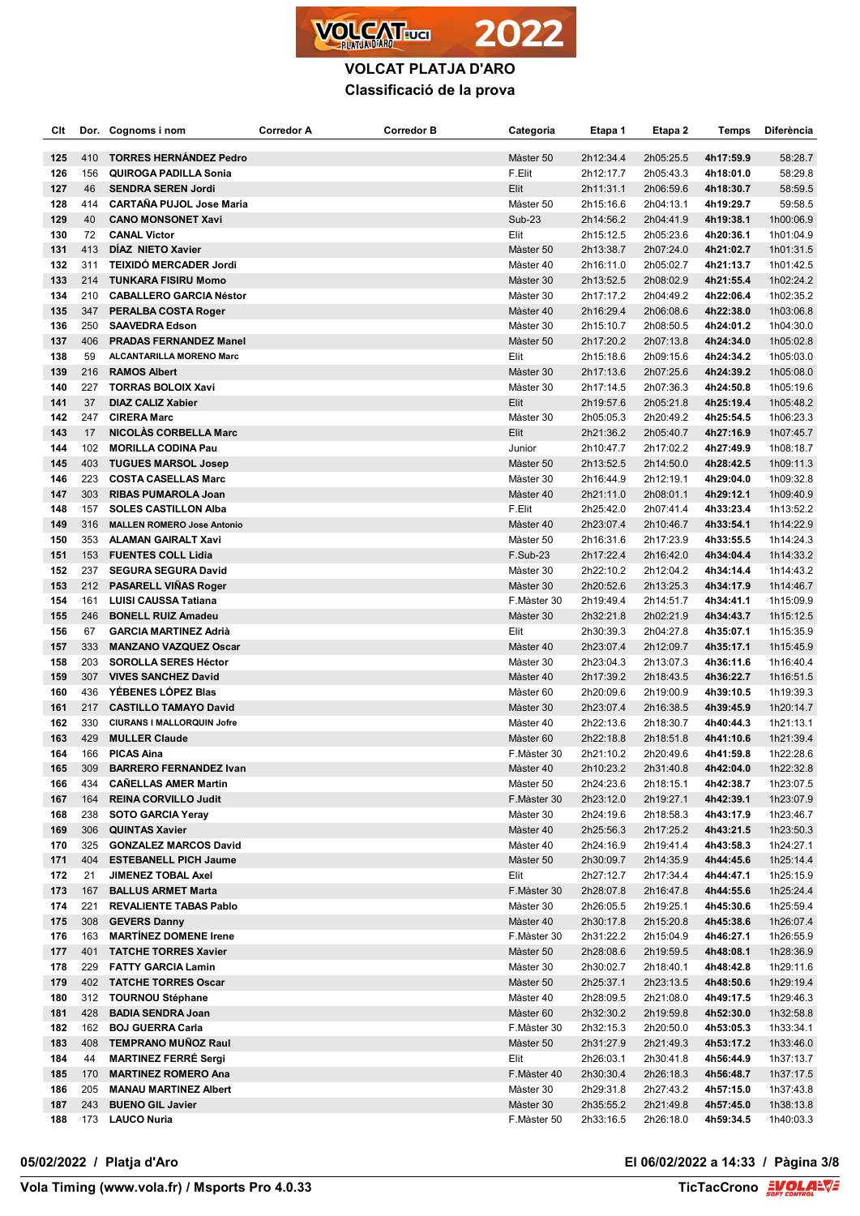# VOLCAT PLATJA D'ARO

## Classificació de la prova

| Clt | Dor. | Cognoms i nom | Corredor A | Corredor B | Categoria | Etapa 1 | Etapa 2 | Temps | Diferència |
|---|---|---|---|---|---|---|---|---|---|
| 125 | 410 | **TORRES HERNÁNDEZ Pedro** | | | Màster 50 | 2h12:34.4 | 2h05:25.5 | **4h17:59.9** | 58:28.7 |
| 126 | 156 | **QUIROGA PADILLA Sonia** | | | F.Elit | 2h12:17.7 | 2h05:43.3 | **4h18:01.0** | 58:29.8 |
| 127 | 46 | **SENDRA SEREN Jordi** | | | Elit | 2h11:31.1 | 2h06:59.6 | **4h18:30.7** | 58:59.5 |
| 128 | 414 | **CARTAÑA PUJOL Jose Maria** | | | Màster 50 | 2h15:16.6 | 2h04:13.1 | **4h19:29.7** | 59:58.5 |
| 129 | 40 | **CANO MONSONET Xavi** | | | Sub-23 | 2h14:56.2 | 2h04:41.9 | **4h19:38.1** | 1h00:06.9 |
| 130 | 72 | **CANAL Victor** | | | Elit | 2h15:12.5 | 2h05:23.6 | **4h20:36.1** | 1h01:04.9 |
| 131 | 413 | **DÍAZ NIETO Xavier** | | | Màster 50 | 2h13:38.7 | 2h07:24.0 | **4h21:02.7** | 1h01:31.5 |
| 132 | 311 | **TEIXIDÓ MERCADER Jordi** | | | Màster 40 | 2h16:11.0 | 2h05:02.7 | **4h21:13.7** | 1h01:42.5 |
| 133 | 214 | **TUNKARA FISIRU Momo** | | | Màster 30 | 2h13:52.5 | 2h08:02.9 | **4h21:55.4** | 1h02:24.2 |
| 134 | 210 | **CABALLERO GARCIA Néstor** | | | Màster 30 | 2h17:17.2 | 2h04:49.2 | **4h22:06.4** | 1h02:35.2 |
| 135 | 347 | **PERALBA COSTA Roger** | | | Màster 40 | 2h16:29.4 | 2h06:08.6 | **4h22:38.0** | 1h03:06.8 |
| 136 | 250 | **SAAVEDRA Edson** | | | Màster 30 | 2h15:10.7 | 2h08:50.5 | **4h24:01.2** | 1h04:30.0 |
| 137 | 406 | **PRADAS FERNANDEZ Manel** | | | Màster 50 | 2h17:20.2 | 2h07:13.8 | **4h24:34.0** | 1h05:02.8 |
| 138 | 59 | **ALCANTARILLA MORENO Marc** | | | Elit | 2h15:18.6 | 2h09:15.6 | **4h24:34.2** | 1h05:03.0 |
| 139 | 216 | **RAMOS Albert** | | | Màster 30 | 2h17:13.6 | 2h07:25.6 | **4h24:39.2** | 1h05:08.0 |
| 140 | 227 | **TORRAS BOLOIX Xavi** | | | Màster 30 | 2h17:14.5 | 2h07:36.3 | **4h24:50.8** | 1h05:19.6 |
| 141 | 37 | **DIAZ CALIZ Xabier** | | | Elit | 2h19:57.6 | 2h05:21.8 | **4h25:19.4** | 1h05:48.2 |
| 142 | 247 | **CIRERA Marc** | | | Màster 30 | 2h05:05.3 | 2h20:49.2 | **4h25:54.5** | 1h06:23.3 |
| 143 | 17 | **NICOLÀS CORBELLA Marc** | | | Elit | 2h21:36.2 | 2h05:40.7 | **4h27:16.9** | 1h07:45.7 |
| 144 | 102 | **MORILLA CODINA Pau** | | | Junior | 2h10:47.7 | 2h17:02.2 | **4h27:49.9** | 1h08:18.7 |
| 145 | 403 | **TUGUES MARSOL Josep** | | | Màster 50 | 2h13:52.5 | 2h14:50.0 | **4h28:42.5** | 1h09:11.3 |
| 146 | 223 | **COSTA CASELLAS Marc** | | | Màster 30 | 2h16:44.9 | 2h12:19.1 | **4h29:04.0** | 1h09:32.8 |
| 147 | 303 | **RIBAS PUMAROLA Joan** | | | Màster 40 | 2h21:11.0 | 2h08:01.1 | **4h29:12.1** | 1h09:40.9 |
| 148 | 157 | **SOLES CASTILLON Alba** | | | F.Elit | 2h25:42.0 | 2h07:41.4 | **4h33:23.4** | 1h13:52.2 |
| 149 | 316 | **MALLEN ROMERO Jose Antonio** | | | Màster 40 | 2h23:07.4 | 2h10:46.7 | **4h33:54.1** | 1h14:22.9 |
| 150 | 353 | **ALAMAN GAIRALT Xavi** | | | Màster 50 | 2h16:31.6 | 2h17:23.9 | **4h33:55.5** | 1h14:24.3 |
| 151 | 153 | **FUENTES COLL Lidia** | | | F.Sub-23 | 2h17:22.4 | 2h16:42.0 | **4h34:04.4** | 1h14:33.2 |
| 152 | 237 | **SEGURA SEGURA David** | | | Màster 30 | 2h22:10.2 | 2h12:04.2 | **4h34:14.4** | 1h14:43.2 |
| 153 | 212 | **PASARELL VIÑAS Roger** | | | Màster 30 | 2h20:52.6 | 2h13:25.3 | **4h34:17.9** | 1h14:46.7 |
| 154 | 161 | **LUISI CAUSSA Tatiana** | | | F.Màster 30 | 2h19:49.4 | 2h14:51.7 | **4h34:41.1** | 1h15:09.9 |
| 155 | 246 | **BONELL RUIZ Amadeu** | | | Màster 30 | 2h32:21.8 | 2h02:21.9 | **4h34:43.7** | 1h15:12.5 |
| 156 | 67 | **GARCIA MARTINEZ Adrià** | | | Elit | 2h30:39.3 | 2h04:27.8 | **4h35:07.1** | 1h15:35.9 |
| 157 | 333 | **MANZANO VAZQUEZ Oscar** | | | Màster 40 | 2h23:07.4 | 2h12:09.7 | **4h35:17.1** | 1h15:45.9 |
| 158 | 203 | **SOROLLA SERES Héctor** | | | Màster 30 | 2h23:04.3 | 2h13:07.3 | **4h36:11.6** | 1h16:40.4 |
| 159 | 307 | **VIVES SANCHEZ David** | | | Màster 40 | 2h17:39.2 | 2h18:43.5 | **4h36:22.7** | 1h16:51.5 |
| 160 | 436 | **YÉBENES LÓPEZ Blas** | | | Màster 60 | 2h20:09.6 | 2h19:00.9 | **4h39:10.5** | 1h19:39.3 |
| 161 | 217 | **CASTILLO TAMAYO David** | | | Màster 30 | 2h23:07.4 | 2h16:38.5 | **4h39:45.9** | 1h20:14.7 |
| 162 | 330 | **CIURANS I MALLORQUIN Jofre** | | | Màster 40 | 2h22:13.6 | 2h18:30.7 | **4h40:44.3** | 1h21:13.1 |
| 163 | 429 | **MULLER Claude** | | | Màster 60 | 2h22:18.8 | 2h18:51.8 | **4h41:10.6** | 1h21:39.4 |
| 164 | 166 | **PICAS Aina** | | | F.Màster 30 | 2h21:10.2 | 2h20:49.6 | **4h41:59.8** | 1h22:28.6 |
| 165 | 309 | **BARRERO FERNANDEZ Ivan** | | | Màster 40 | 2h10:23.2 | 2h31:40.8 | **4h42:04.0** | 1h22:32.8 |
| 166 | 434 | **CAÑELLAS AMER Martin** | | | Màster 50 | 2h24:23.6 | 2h18:15.1 | **4h42:38.7** | 1h23:07.5 |
| 167 | 164 | **REINA CORVILLO Judit** | | | F.Màster 30 | 2h23:12.0 | 2h19:27.1 | **4h42:39.1** | 1h23:07.9 |
| 168 | 238 | **SOTO GARCIA Yeray** | | | Màster 30 | 2h24:19.6 | 2h18:58.3 | **4h43:17.9** | 1h23:46.7 |
| 169 | 306 | **QUINTAS Xavier** | | | Màster 40 | 2h25:56.3 | 2h17:25.2 | **4h43:21.5** | 1h23:50.3 |
| 170 | 325 | **GONZALEZ MARCOS David** | | | Màster 40 | 2h24:16.9 | 2h19:41.4 | **4h43:58.3** | 1h24:27.1 |
| 171 | 404 | **ESTEBANELL PICH Jaume** | | | Màster 50 | 2h30:09.7 | 2h14:35.9 | **4h44:45.6** | 1h25:14.4 |
| 172 | 21 | **JIMENEZ TOBAL Axel** | | | Elit | 2h27:12.7 | 2h17:34.4 | **4h44:47.1** | 1h25:15.9 |
| 173 | 167 | **BALLUS ARMET Marta** | | | F.Màster 30 | 2h28:07.8 | 2h16:47.8 | **4h44:55.6** | 1h25:24.4 |
| 174 | 221 | **REVALIENTE TABAS Pablo** | | | Màster 30 | 2h26:05.5 | 2h19:25.1 | **4h45:30.6** | 1h25:59.4 |
| 175 | 308 | **GEVERS Danny** | | | Màster 40 | 2h30:17.8 | 2h15:20.8 | **4h45:38.6** | 1h26:07.4 |
| 176 | 163 | **MARTÍNEZ DOMENE Irene** | | | F.Màster 30 | 2h31:22.2 | 2h15:04.9 | **4h46:27.1** | 1h26:55.9 |
| 177 | 401 | **TATCHE TORRES Xavier** | | | Màster 50 | 2h28:08.6 | 2h19:59.5 | **4h48:08.1** | 1h28:36.9 |
| 178 | 229 | **FATTY GARCIA Lamin** | | | Màster 30 | 2h30:02.7 | 2h18:40.1 | **4h48:42.8** | 1h29:11.6 |
| 179 | 402 | **TATCHE TORRES Oscar** | | | Màster 50 | 2h25:37.1 | 2h23:13.5 | **4h48:50.6** | 1h29:19.4 |
| 180 | 312 | **TOURNOU Stéphane** | | | Màster 40 | 2h28:09.5 | 2h21:08.0 | **4h49:17.5** | 1h29:46.3 |
| 181 | 428 | **BADIA SENDRA Joan** | | | Màster 60 | 2h32:30.2 | 2h19:59.8 | **4h52:30.0** | 1h32:58.8 |
| 182 | 162 | **BOJ GUERRA Carla** | | | F.Màster 30 | 2h32:15.3 | 2h20:50.0 | **4h53:05.3** | 1h33:34.1 |
| 183 | 408 | **TEMPRANO MUÑOZ Raul** | | | Màster 50 | 2h31:27.9 | 2h21:49.3 | **4h53:17.2** | 1h33:46.0 |
| 184 | 44 | **MARTINEZ FERRÉ Sergi** | | | Elit | 2h26:03.1 | 2h30:41.8 | **4h56:44.9** | 1h37:13.7 |
| 185 | 170 | **MARTINEZ ROMERO Ana** | | | F.Màster 40 | 2h30:30.4 | 2h26:18.3 | **4h56:48.7** | 1h37:17.5 |
| 186 | 205 | **MANAU MARTINEZ Albert** | | | Màster 30 | 2h29:31.8 | 2h27:43.2 | **4h57:15.0** | 1h37:43.8 |
| 187 | 243 | **BUENO GIL Javier** | | | Màster 30 | 2h35:55.2 | 2h21:49.8 | **4h57:45.0** | 1h38:13.8 |
| 188 | 173 | **LAUCO Nuria** | | | F.Màster 50 | 2h33:16.5 | 2h26:18.0 | **4h59:34.5** | 1h40:03.3 |

**05/02/2022 / Platja d'Aro** — **El 06/02/2022 a 14:33**

**Vola Timing (www.vola.fr) / Msports Pro 4.0.33** — **TicTacCrono**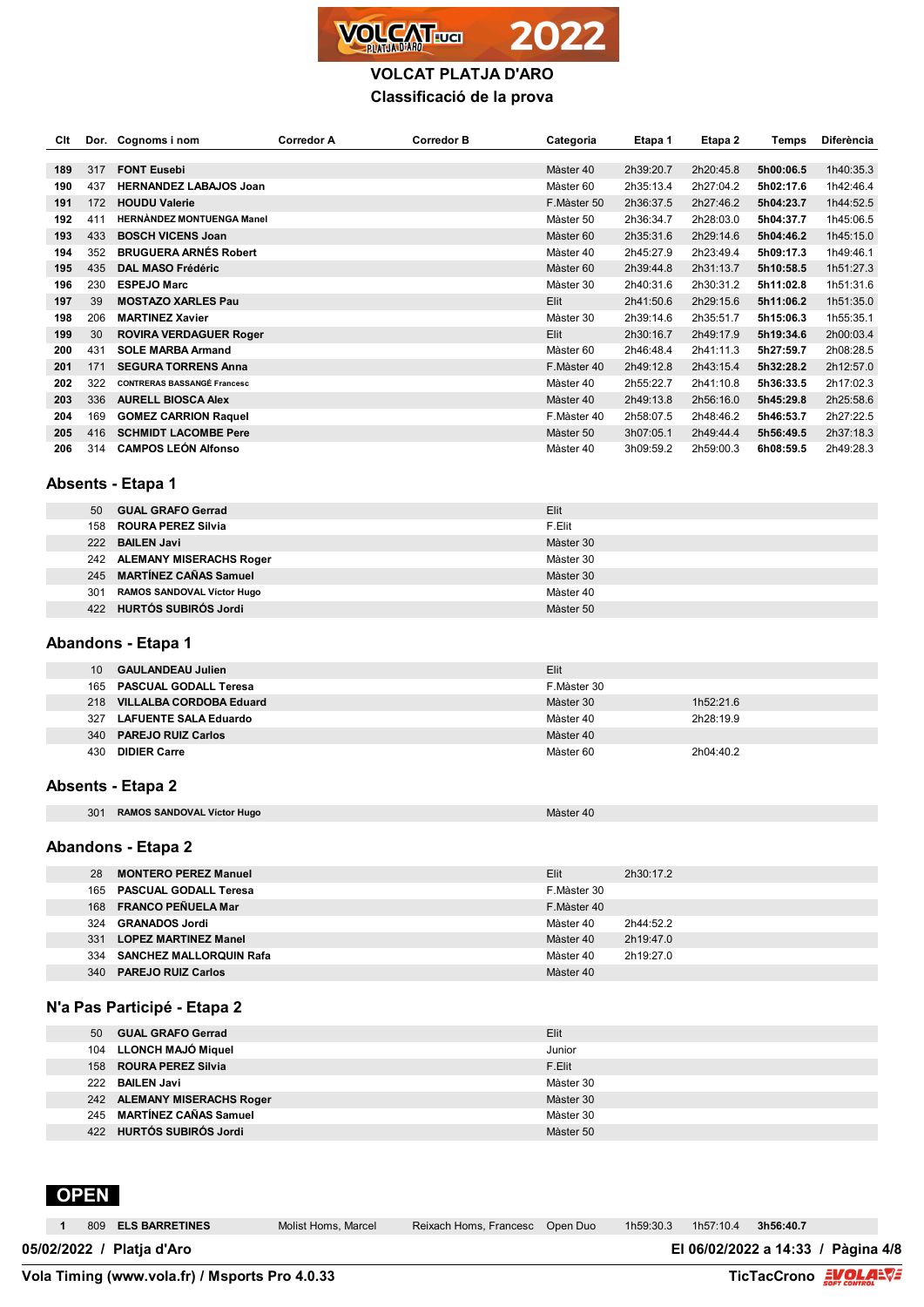# VOLCAT PLATJA D'ARO

## Classificació de la prova

| Clt | Dor. | Cognoms i nom | Corredor A | Corredor B | Categoria | Etapa 1 | Etapa 2 | Temps | Diferència |
|---|---|---|---|---|---|---|---|---|---|
| 189 | 317 | FONT Eusebi | | | Màster 40 | 2h39:20.7 | 2h20:45.8 | 5h00:06.5 | 1h40:35.3 |
| 190 | 437 | HERNANDEZ LABAJOS Joan | | | Màster 60 | 2h35:13.4 | 2h27:04.2 | 5h02:17.6 | 1h42:46.4 |
| 191 | 172 | HOUDU Valerie | | | F.Màster 50 | 2h36:37.5 | 2h27:46.2 | 5h04:23.7 | 1h44:52.5 |
| 192 | 411 | HERNÀNDEZ MONTUENGA Manel | | | Màster 50 | 2h36:34.7 | 2h28:03.0 | 5h04:37.7 | 1h45:06.5 |
| 193 | 433 | BOSCH VICENS Joan | | | Màster 60 | 2h35:31.6 | 2h29:14.6 | 5h04:46.2 | 1h45:15.0 |
| 194 | 352 | BRUGUERA ARNÉS Robert | | | Màster 40 | 2h45:27.9 | 2h23:49.4 | 5h09:17.3 | 1h49:46.1 |
| 195 | 435 | DAL MASO Frédéric | | | Màster 60 | 2h39:44.8 | 2h31:13.7 | 5h10:58.5 | 1h51:27.3 |
| 196 | 230 | ESPEJO Marc | | | Màster 30 | 2h40:31.6 | 2h30:31.2 | 5h11:02.8 | 1h51:31.6 |
| 197 | 39 | MOSTAZO XARLES Pau | | | Elit | 2h41:50.6 | 2h29:15.6 | 5h11:06.2 | 1h51:35.0 |
| 198 | 206 | MARTINEZ Xavier | | | Màster 30 | 2h39:14.6 | 2h35:51.7 | 5h15:06.3 | 1h55:35.1 |
| 199 | 30 | ROVIRA VERDAGUER Roger | | | Elit | 2h30:16.7 | 2h49:17.9 | 5h19:34.6 | 2h00:03.4 |
| 200 | 431 | SOLE MARBA Armand | | | Màster 60 | 2h46:48.4 | 2h41:11.3 | 5h27:59.7 | 2h08:28.5 |
| 201 | 171 | SEGURA TORRENS Anna | | | F.Màster 40 | 2h49:12.8 | 2h43:15.4 | 5h32:28.2 | 2h12:57.0 |
| 202 | 322 | CONTRERAS BASSANGÉ Francesc | | | Màster 40 | 2h55:22.7 | 2h41:10.8 | 5h36:33.5 | 2h17:02.3 |
| 203 | 336 | AURELL BIOSCA Alex | | | Màster 40 | 2h49:13.8 | 2h56:16.0 | 5h45:29.8 | 2h25:58.6 |
| 204 | 169 | GOMEZ CARRION Raquel | | | F.Màster 40 | 2h58:07.5 | 2h48:46.2 | 5h46:53.7 | 2h27:22.5 |
| 205 | 416 | SCHMIDT LACOMBE Pere | | | Màster 50 | 3h07:05.1 | 2h49:44.4 | 5h56:49.5 | 2h37:18.3 |
| 206 | 314 | CAMPOS LEÓN Alfonso | | | Màster 40 | 3h09:59.2 | 2h59:00.3 | 6h08:59.5 | 2h49:28.3 |

## Absents - Etapa 1

| Dor. | Cognoms i nom | Categoria |
|---|---|---|
| 50 | GUAL GRAFO Gerrad | Elit |
| 158 | ROURA PEREZ Silvia | F.Elit |
| 222 | BAILEN Javi | Màster 30 |
| 242 | ALEMANY MISERACHS Roger | Màster 30 |
| 245 | MARTÍNEZ CAÑAS Samuel | Màster 30 |
| 301 | RAMOS SANDOVAL Víctor Hugo | Màster 40 |
| 422 | HURTÓS SUBIRÓS Jordi | Màster 50 |

## Abandons - Etapa 1

| Dor. | Cognoms i nom | Categoria | Etapa 1 | Etapa 2 |
|---|---|---|---|---|
| 10 | GAULANDEAU Julien | Elit | | |
| 165 | PASCUAL GODALL Teresa | F.Màster 30 | | |
| 218 | VILLALBA CORDOBA Eduard | Màster 30 | | 1h52:21.6 |
| 327 | LAFUENTE SALA Eduardo | Màster 40 | | 2h28:19.9 |
| 340 | PAREJO RUIZ Carlos | Màster 40 | | |
| 430 | DIDIER Carre | Màster 60 | | 2h04:40.2 |

## Absents - Etapa 2

| Dor. | Cognoms i nom | Categoria |
|---|---|---|
| 301 | RAMOS SANDOVAL Víctor Hugo | Màster 40 |

## Abandons - Etapa 2

| Dor. | Cognoms i nom | Categoria | Etapa 1 |
|---|---|---|---|
| 28 | MONTERO PEREZ Manuel | Elit | 2h30:17.2 |
| 165 | PASCUAL GODALL Teresa | F.Màster 30 | |
| 168 | FRANCO PEÑUELA Mar | F.Màster 40 | |
| 324 | GRANADOS Jordi | Màster 40 | 2h44:52.2 |
| 331 | LOPEZ MARTINEZ Manel | Màster 40 | 2h19:47.0 |
| 334 | SANCHEZ MALLORQUIN Rafa | Màster 40 | 2h19:27.0 |
| 340 | PAREJO RUIZ Carlos | Màster 40 | |

## N'a Pas Participé - Etapa 2

| Dor. | Cognoms i nom | Categoria |
|---|---|---|
| 50 | GUAL GRAFO Gerrad | Elit |
| 104 | LLONCH MAJÓ Miquel | Junior |
| 158 | ROURA PEREZ Silvia | F.Elit |
| 222 | BAILEN Javi | Màster 30 |
| 242 | ALEMANY MISERACHS Roger | Màster 30 |
| 245 | MARTÍNEZ CAÑAS Samuel | Màster 30 |
| 422 | HURTÓS SUBIRÓS Jordi | Màster 50 |

## OPEN

| Clt | Dor. | Cognoms i nom | Corredor A | Corredor B | Categoria | Etapa 1 | Etapa 2 | Temps | Diferència |
|---|---|---|---|---|---|---|---|---|---|
| 1 | 809 | ELS BARRETINES | Molist Homs, Marcel | Reixach Homs, Francesc | Open Duo | 1h59:30.3 | 1h57:10.4 | 3h56:40.7 | |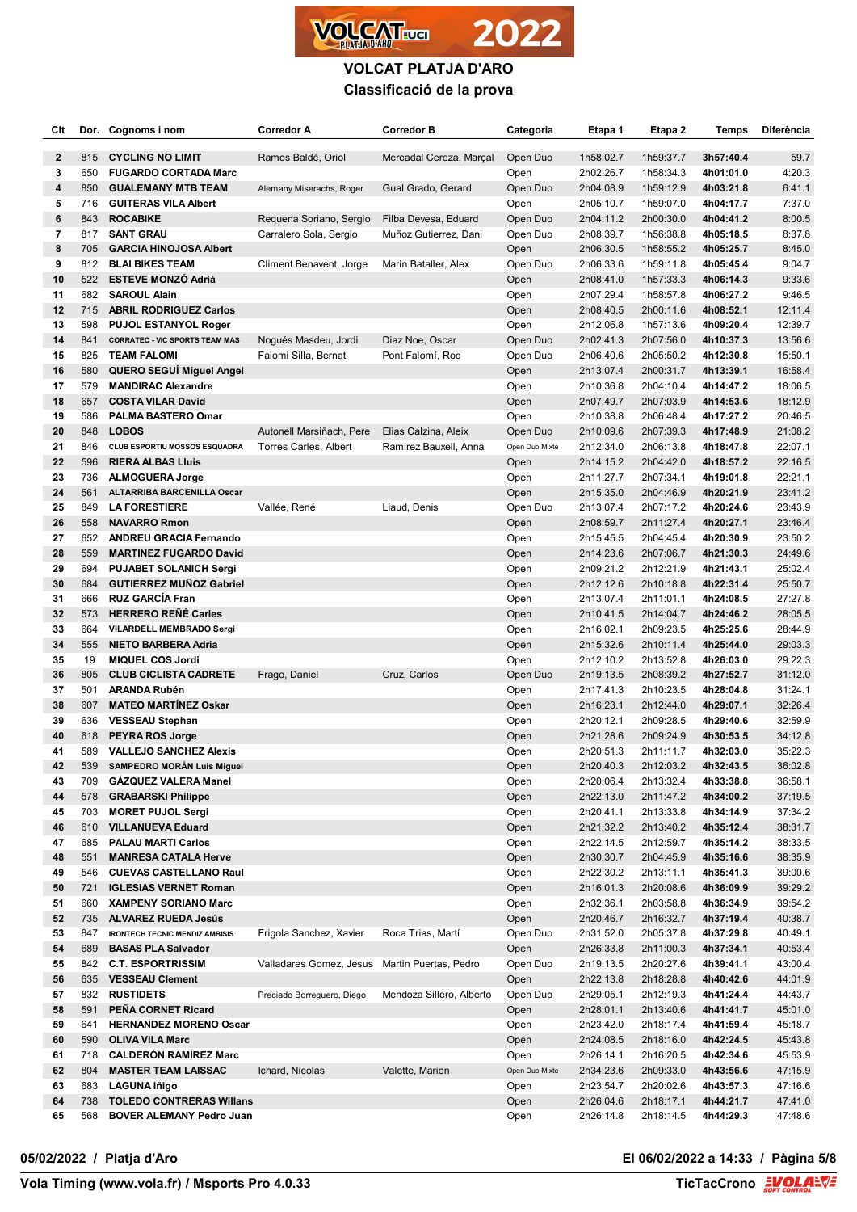# VOLCAT PLATJA D'ARO

## Classificació de la prova

| Clt | Dor. | Cognoms i nom | Corredor A | Corredor B | Categoria | Etapa 1 | Etapa 2 | Temps | Diferència |
|---|---|---|---|---|---|---|---|---|---|
| 2 | 815 | **CYCLING NO LIMIT** | Ramos Baldé, Oriol | Mercadal Cereza, Marçal | Open Duo | 1h58:02.7 | 1h59:37.7 | **3h57:40.4** | 59.7 |
| 3 | 650 | **FUGARDO CORTADA Marc** | | | Open | 2h02:26.7 | 1h58:34.3 | **4h01:01.0** | 4:20.3 |
| 4 | 850 | **GUALEMANY MTB TEAM** | Alemany Miserachs, Roger | Gual Grado, Gerard | Open Duo | 2h04:08.9 | 1h59:12.9 | **4h03:21.8** | 6:41.1 |
| 5 | 716 | **GUITERAS VILA Albert** | | | Open | 2h05:10.7 | 1h59:07.0 | **4h04:17.7** | 7:37.0 |
| 6 | 843 | **ROCABIKE** | Requena Soriano, Sergio | Filba Devesa, Eduard | Open Duo | 2h04:11.2 | 2h00:30.0 | **4h04:41.2** | 8:00.5 |
| 7 | 817 | **SANT GRAU** | Carralero Sola, Sergio | Muñoz Gutierrez, Dani | Open Duo | 2h08:39.7 | 1h56:38.8 | **4h05:18.5** | 8:37.8 |
| 8 | 705 | **GARCIA HINOJOSA Albert** | | | Open | 2h06:30.5 | 1h58:55.2 | **4h05:25.7** | 8:45.0 |
| 9 | 812 | **BLAI BIKES TEAM** | Climent Benavent, Jorge | Marin Bataller, Alex | Open Duo | 2h06:33.6 | 1h59:11.8 | **4h05:45.4** | 9:04.7 |
| 10 | 522 | **ESTEVE MONZÓ Adrià** | | | Open | 2h08:41.0 | 1h57:33.3 | **4h06:14.3** | 9:33.6 |
| 11 | 682 | **SAROUL Alain** | | | Open | 2h07:29.4 | 1h58:57.8 | **4h06:27.2** | 9:46.5 |
| 12 | 715 | **ABRIL RODRIGUEZ Carlos** | | | Open | 2h08:40.5 | 2h00:11.6 | **4h08:52.1** | 12:11.4 |
| 13 | 598 | **PUJOL ESTANYOL Roger** | | | Open | 2h12:06.8 | 1h57:13.6 | **4h09:20.4** | 12:39.7 |
| 14 | 841 | **CORRATEC - VIC SPORTS TEAM MAS** | Nogués Masdeu, Jordi | Diaz Noe, Oscar | Open Duo | 2h02:41.3 | 2h07:56.0 | **4h10:37.3** | 13:56.6 |
| 15 | 825 | **TEAM FALOMI** | Falomi Silla, Bernat | Pont Falomí, Roc | Open Duo | 2h06:40.6 | 2h05:50.2 | **4h12:30.8** | 15:50.1 |
| 16 | 580 | **QUERO SEGUÍ Miguel Angel** | | | Open | 2h13:07.4 | 2h00:31.7 | **4h13:39.1** | 16:58.4 |
| 17 | 579 | **MANDIRAC Alexandre** | | | Open | 2h10:36.8 | 2h04:10.4 | **4h14:47.2** | 18:06.5 |
| 18 | 657 | **COSTA VILAR David** | | | Open | 2h07:49.7 | 2h07:03.9 | **4h14:53.6** | 18:12.9 |
| 19 | 586 | **PALMA BASTERO Omar** | | | Open | 2h10:38.8 | 2h06:48.4 | **4h17:27.2** | 20:46.5 |
| 20 | 848 | **LOBOS** | Autonell Marsiñach, Pere | Elias Calzina, Aleix | Open Duo | 2h10:09.6 | 2h07:39.3 | **4h17:48.9** | 21:08.2 |
| 21 | 846 | **CLUB ESPORTIU MOSSOS ESQUADRA** | Torres Carles, Albert | Ramirez Bauxell, Anna | Open Duo Mixte | 2h12:34.0 | 2h06:13.8 | **4h18:47.8** | 22:07.1 |
| 22 | 596 | **RIERA ALBAS Lluis** | | | Open | 2h14:15.2 | 2h04:42.0 | **4h18:57.2** | 22:16.5 |
| 23 | 736 | **ALMOGUERA Jorge** | | | Open | 2h11:27.7 | 2h07:34.1 | **4h19:01.8** | 22:21.1 |
| 24 | 561 | **ALTARRIBA BARCENILLA Oscar** | | | Open | 2h15:35.0 | 2h04:46.9 | **4h20:21.9** | 23:41.2 |
| 25 | 849 | **LA FORESTIERE** | Vallée, René | Liaud, Denis | Open Duo | 2h13:07.4 | 2h07:17.2 | **4h20:24.6** | 23:43.9 |
| 26 | 558 | **NAVARRO Rmon** | | | Open | 2h08:59.7 | 2h11:27.4 | **4h20:27.1** | 23:46.4 |
| 27 | 652 | **ANDREU GRACIA Fernando** | | | Open | 2h15:45.5 | 2h04:45.4 | **4h20:30.9** | 23:50.2 |
| 28 | 559 | **MARTINEZ FUGARDO David** | | | Open | 2h14:23.6 | 2h07:06.7 | **4h21:30.3** | 24:49.6 |
| 29 | 694 | **PUJABET SOLANICH Sergi** | | | Open | 2h09:21.2 | 2h12:21.9 | **4h21:43.1** | 25:02.4 |
| 30 | 684 | **GUTIERREZ MUÑOZ Gabriel** | | | Open | 2h12:12.6 | 2h10:18.8 | **4h22:31.4** | 25:50.7 |
| 31 | 666 | **RUZ GARCÍA Fran** | | | Open | 2h13:07.4 | 2h11:01.1 | **4h24:08.5** | 27:27.8 |
| 32 | 573 | **HERRERO REÑÉ Carles** | | | Open | 2h10:41.5 | 2h14:04.7 | **4h24:46.2** | 28:05.5 |
| 33 | 664 | **VILARDELL MEMBRADO Sergi** | | | Open | 2h16:02.1 | 2h09:23.5 | **4h25:25.6** | 28:44.9 |
| 34 | 555 | **NIETO BARBERA Adria** | | | Open | 2h15:32.6 | 2h10:11.4 | **4h25:44.0** | 29:03.3 |
| 35 | 19 | **MIQUEL COS Jordi** | | | Open | 2h12:10.2 | 2h13:52.8 | **4h26:03.0** | 29:22.3 |
| 36 | 805 | **CLUB CICLISTA CADRETE** | Frago, Daniel | Cruz, Carlos | Open Duo | 2h19:13.5 | 2h08:39.2 | **4h27:52.7** | 31:12.0 |
| 37 | 501 | **ARANDA Rubén** | | | Open | 2h17:41.3 | 2h10:23.5 | **4h28:04.8** | 31:24.1 |
| 38 | 607 | **MATEO MARTÍNEZ Oskar** | | | Open | 2h16:23.1 | 2h12:44.0 | **4h29:07.1** | 32:26.4 |
| 39 | 636 | **VESSEAU Stephan** | | | Open | 2h20:12.1 | 2h09:28.5 | **4h29:40.6** | 32:59.9 |
| 40 | 618 | **PEYRA ROS Jorge** | | | Open | 2h21:28.6 | 2h09:24.9 | **4h30:53.5** | 34:12.8 |
| 41 | 589 | **VALLEJO SANCHEZ Alexis** | | | Open | 2h20:51.3 | 2h11:11.7 | **4h32:03.0** | 35:22.3 |
| 42 | 539 | **SAMPEDRO MORÁN Luis Miguel** | | | Open | 2h20:40.3 | 2h12:03.2 | **4h32:43.5** | 36:02.8 |
| 43 | 709 | **GÁZQUEZ VALERA Manel** | | | Open | 2h20:06.4 | 2h13:32.4 | **4h33:38.8** | 36:58.1 |
| 44 | 578 | **GRABARSKI Philippe** | | | Open | 2h22:13.0 | 2h11:47.2 | **4h34:00.2** | 37:19.5 |
| 45 | 703 | **MORET PUJOL Sergi** | | | Open | 2h20:41.1 | 2h13:33.8 | **4h34:14.9** | 37:34.2 |
| 46 | 610 | **VILLANUEVA Eduard** | | | Open | 2h21:32.2 | 2h13:40.2 | **4h35:12.4** | 38:31.7 |
| 47 | 685 | **PALAU MARTI Carlos** | | | Open | 2h22:14.5 | 2h12:59.7 | **4h35:14.2** | 38:33.5 |
| 48 | 551 | **MANRESA CATALA Herve** | | | Open | 2h30:30.7 | 2h04:45.9 | **4h35:16.6** | 38:35.9 |
| 49 | 546 | **CUEVAS CASTELLANO Raul** | | | Open | 2h22:30.2 | 2h13:11.1 | **4h35:41.3** | 39:00.6 |
| 50 | 721 | **IGLESIAS VERNET Roman** | | | Open | 2h16:01.3 | 2h20:08.6 | **4h36:09.9** | 39:29.2 |
| 51 | 660 | **XAMPENY SORIANO Marc** | | | Open | 2h32:36.1 | 2h03:58.8 | **4h36:34.9** | 39:54.2 |
| 52 | 735 | **ALVAREZ RUEDA Jesús** | | | Open | 2h20:46.7 | 2h16:32.7 | **4h37:19.4** | 40:38.7 |
| 53 | 847 | **IRONTECH TECNIC MENDIZ AMBISIS** | Frigola Sanchez, Xavier | Roca Trias, Martí | Open Duo | 2h31:52.0 | 2h05:37.8 | **4h37:29.8** | 40:49.1 |
| 54 | 689 | **BASAS PLA Salvador** | | | Open | 2h26:33.8 | 2h11:00.3 | **4h37:34.1** | 40:53.4 |
| 55 | 842 | **C.T. ESPORTRISSIM** | Valladares Gomez, Jesus | Martin Puertas, Pedro | Open Duo | 2h19:13.5 | 2h20:27.6 | **4h39:41.1** | 43:00.4 |
| 56 | 635 | **VESSEAU Clement** | | | Open | 2h22:13.8 | 2h18:28.8 | **4h40:42.6** | 44:01.9 |
| 57 | 832 | **RUSTIDETS** | Preciado Borreguero, Diego | Mendoza Sillero, Alberto | Open Duo | 2h29:05.1 | 2h12:19.3 | **4h41:24.4** | 44:43.7 |
| 58 | 591 | **PEÑA CORNET Ricard** | | | Open | 2h28:01.1 | 2h13:40.6 | **4h41:41.7** | 45:01.0 |
| 59 | 641 | **HERNANDEZ MORENO Oscar** | | | Open | 2h23:42.0 | 2h18:17.4 | **4h41:59.4** | 45:18.7 |
| 60 | 590 | **OLIVA VILA Marc** | | | Open | 2h24:08.5 | 2h18:16.0 | **4h42:24.5** | 45:43.8 |
| 61 | 718 | **CALDERÓN RAMÍREZ Marc** | | | Open | 2h26:14.1 | 2h16:20.5 | **4h42:34.6** | 45:53.9 |
| 62 | 804 | **MASTER TEAM LAISSAC** | Ichard, Nicolas | Valette, Marion | Open Duo Mixte | 2h34:23.6 | 2h09:33.0 | **4h43:56.6** | 47:15.9 |
| 63 | 683 | **LAGUNA Iñigo** | | | Open | 2h23:54.7 | 2h20:02.6 | **4h43:57.3** | 47:16.6 |
| 64 | 738 | **TOLEDO CONTRERAS Willans** | | | Open | 2h26:04.6 | 2h18:17.1 | **4h44:21.7** | 47:41.0 |
| 65 | 568 | **BOVER ALEMANY Pedro Juan** | | | Open | 2h26:14.8 | 2h18:14.5 | **4h44:29.3** | 47:48.6 |

**05/02/2022 / Platja d'Aro** — **El 06/02/2022 a 14:33**

**Vola Timing (www.vola.fr) / Msports Pro 4.0.33** — **TicTacCrono**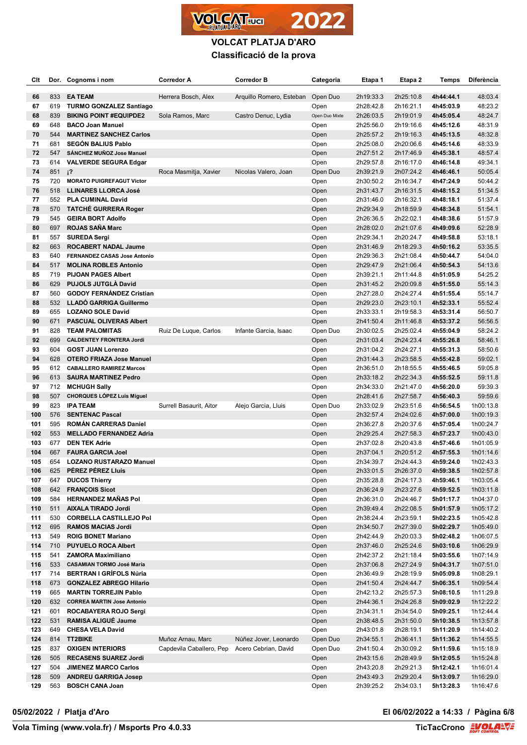# VOLCAT PLATJA D'ARO

## Classificació de la prova

| Clt | Dor. | Cognoms i nom | Corredor A | Corredor B | Categoria | Etapa 1 | Etapa 2 | Temps | Diferència |
|---|---|---|---|---|---|---|---|---|---|
| 66 | 833 | **EA TEAM** | Herrera Bosch, Alex | Arquillo Romero, Esteban | Open Duo | 2h19:33.3 | 2h25:10.8 | **4h44:44.1** | 48:03.4 |
| 67 | 619 | **TURMO GONZALEZ Santiago** | | | Open | 2h28:42.8 | 2h16:21.1 | **4h45:03.9** | 48:23.2 |
| 68 | 839 | **BIKING POINT #EQUIPDE2** | Sola Ramos, Marc | Castro Denuc, Lydia | Open Duo Mixte | 2h26:03.5 | 2h19:01.9 | **4h45:05.4** | 48:24.7 |
| 69 | 648 | **BACO Joan Manuel** | | | Open | 2h25:56.0 | 2h19:16.6 | **4h45:12.6** | 48:31.9 |
| 70 | 544 | **MARTINEZ SANCHEZ Carlos** | | | Open | 2h25:57.2 | 2h19:16.3 | **4h45:13.5** | 48:32.8 |
| 71 | 681 | **SEGÓN BALIUS Pablo** | | | Open | 2h25:08.0 | 2h20:06.6 | **4h45:14.6** | 48:33.9 |
| 72 | 547 | **SÁNCHEZ MUÑOZ Jose Manuel** | | | Open | 2h27:51.2 | 2h17:46.9 | **4h45:38.1** | 48:57.4 |
| 73 | 614 | **VALVERDE SEGURA Edgar** | | | Open | 2h29:57.8 | 2h16:17.0 | **4h46:14.8** | 49:34.1 |
| 74 | 851 | **¡?** | Roca Masmitja, Xavier | Nicolas Valero, Joan | Open Duo | 2h39:21.9 | 2h07:24.2 | **4h46:46.1** | 50:05.4 |
| 75 | 720 | **MORATO PUIGREFAGUT Victor** | | | Open | 2h30:50.2 | 2h16:34.7 | **4h47:24.9** | 50:44.2 |
| 76 | 518 | **LLINARES LLORCA José** | | | Open | 2h31:43.7 | 2h16:31.5 | **4h48:15.2** | 51:34.5 |
| 77 | 552 | **PLA CUMINAL David** | | | Open | 2h31:46.0 | 2h16:32.1 | **4h48:18.1** | 51:37.4 |
| 78 | 570 | **TATCHÉ GURRERA Roger** | | | Open | 2h29:34.9 | 2h18:59.9 | **4h48:34.8** | 51:54.1 |
| 79 | 545 | **GEIRA BORT Adolfo** | | | Open | 2h26:36.5 | 2h22:02.1 | **4h48:38.6** | 51:57.9 |
| 80 | 697 | **ROJAS SAÑA Marc** | | | Open | 2h28:02.0 | 2h21:07.6 | **4h49:09.6** | 52:28.9 |
| 81 | 557 | **SUREDA Sergi** | | | Open | 2h29:34.1 | 2h20:24.7 | **4h49:58.8** | 53:18.1 |
| 82 | 663 | **ROCABERT NADAL Jaume** | | | Open | 2h31:46.9 | 2h18:29.3 | **4h50:16.2** | 53:35.5 |
| 83 | 640 | **FERNANDEZ CASAS Jose Antonio** | | | Open | 2h29:36.3 | 2h21:08.4 | **4h50:44.7** | 54:04.0 |
| 84 | 517 | **MOLINA ROBLES Antonio** | | | Open | 2h29:47.9 | 2h21:06.4 | **4h50:54.3** | 54:13.6 |
| 85 | 719 | **PIJOAN PAGES Albert** | | | Open | 2h39:21.1 | 2h11:44.8 | **4h51:05.9** | 54:25.2 |
| 86 | 629 | **PUJOLS JUTGLÀ David** | | | Open | 2h31:45.2 | 2h20:09.8 | **4h51:55.0** | 55:14.3 |
| 87 | 560 | **GODOY FERNÁNDEZ Cristian** | | | Open | 2h27:28.0 | 2h24:27.4 | **4h51:55.4** | 55:14.7 |
| 88 | 532 | **LLADÓ GARRIGA Guillermo** | | | Open | 2h29:23.0 | 2h23:10.1 | **4h52:33.1** | 55:52.4 |
| 89 | 655 | **LOZANO SOLE David** | | | Open | 2h33:33.1 | 2h19:58.3 | **4h53:31.4** | 56:50.7 |
| 90 | 671 | **PASCUAL OLIVERAS Albert** | | | Open | 2h41:50.4 | 2h11:46.8 | **4h53:37.2** | 56:56.5 |
| 91 | 828 | **TEAM PALOMITAS** | Ruiz De Luque, Carlos | Infante Garcia, Isaac | Open Duo | 2h30:02.5 | 2h25:02.4 | **4h55:04.9** | 58:24.2 |
| 92 | 699 | **CALDENTEY FRONTERA Jordi** | | | Open | 2h31:03.4 | 2h24:23.4 | **4h55:26.8** | 58:46.1 |
| 93 | 604 | **GOST JUAN Lorenzo** | | | Open | 2h31:04.2 | 2h24:27.1 | **4h55:31.3** | 58:50.6 |
| 94 | 628 | **OTERO FRIAZA Jose Manuel** | | | Open | 2h31:44.3 | 2h23:58.5 | **4h55:42.8** | 59:02.1 |
| 95 | 612 | **CABALLERO RAMIREZ Marcos** | | | Open | 2h36:51.0 | 2h18:55.5 | **4h55:46.5** | 59:05.8 |
| 96 | 613 | **SAURA MARTINEZ Pedro** | | | Open | 2h33:18.2 | 2h22:34.3 | **4h55:52.5** | 59:11.8 |
| 97 | 712 | **MCHUGH Sally** | | | Open | 2h34:33.0 | 2h21:47.0 | **4h56:20.0** | 59:39.3 |
| 98 | 507 | **CHORQUES LÓPEZ Luis Miguel** | | | Open | 2h28:41.6 | 2h27:58.7 | **4h56:40.3** | 59:59.6 |
| 99 | 823 | **IPA TEAM** | Surrell Basaurit, Aitor | Alejo Garcia, Lluis | Open Duo | 2h33:02.9 | 2h23:51.6 | **4h56:54.5** | 1h00:13.8 |
| 100 | 576 | **SENTENAC Pascal** | | | Open | 2h32:57.4 | 2h24:02.6 | **4h57:00.0** | 1h00:19.3 |
| 101 | 595 | **ROMÁN CARRERAS Daniel** | | | Open | 2h36:27.8 | 2h20:37.6 | **4h57:05.4** | 1h00:24.7 |
| 102 | 553 | **MELLADO FERNANDEZ Adria** | | | Open | 2h29:25.4 | 2h27:58.3 | **4h57:23.7** | 1h00:43.0 |
| 103 | 677 | **DEN TEK Adrie** | | | Open | 2h37:02.8 | 2h20:43.8 | **4h57:46.6** | 1h01:05.9 |
| 104 | 667 | **FAURA GARCIA Joel** | | | Open | 2h37:04.1 | 2h20:51.2 | **4h57:55.3** | 1h01:14.6 |
| 105 | 654 | **LOZANO RUSTARAZO Manuel** | | | Open | 2h34:39.7 | 2h24:44.3 | **4h59:24.0** | 1h02:43.3 |
| 106 | 625 | **PÉREZ PÉREZ Lluís** | | | Open | 2h33:01.5 | 2h26:37.0 | **4h59:38.5** | 1h02:57.8 |
| 107 | 647 | **DUCOS Thierry** | | | Open | 2h35:28.8 | 2h24:17.3 | **4h59:46.1** | 1h03:05.4 |
| 108 | 642 | **FRANÇOIS Sicot** | | | Open | 2h36:24.9 | 2h23:27.6 | **4h59:52.5** | 1h03:11.8 |
| 109 | 584 | **HERNANDEZ MAÑAS Pol** | | | Open | 2h36:31.0 | 2h24:46.7 | **5h01:17.7** | 1h04:37.0 |
| 110 | 511 | **AIXALA TIRADO Jordi** | | | Open | 2h39:49.4 | 2h22:08.5 | **5h01:57.9** | 1h05:17.2 |
| 111 | 530 | **CORBELLA CASTILLEJO Pol** | | | Open | 2h38:24.4 | 2h23:59.1 | **5h02:23.5** | 1h05:42.8 |
| 112 | 695 | **RAMOS MACIAS Jordi** | | | Open | 2h34:50.7 | 2h27:39.0 | **5h02:29.7** | 1h05:49.0 |
| 113 | 549 | **ROIG BONET Mariano** | | | Open | 2h42:44.9 | 2h20:03.3 | **5h02:48.2** | 1h06:07.5 |
| 114 | 710 | **PUYUELO ROCA Albert** | | | Open | 2h37:46.0 | 2h25:24.6 | **5h03:10.6** | 1h06:29.9 |
| 115 | 541 | **ZAMORA Maximiliano** | | | Open | 2h42:37.2 | 2h21:18.4 | **5h03:55.6** | 1h07:14.9 |
| 116 | 533 | **CASAMIAN TORMO José María** | | | Open | 2h37:06.8 | 2h27:24.9 | **5h04:31.7** | 1h07:51.0 |
| 117 | 714 | **BERTRAN I GRÍFOLS Núria** | | | Open | 2h36:49.9 | 2h28:19.9 | **5h05:09.8** | 1h08:29.1 |
| 118 | 673 | **GONZALEZ ABREGO Hilario** | | | Open | 2h41:50.4 | 2h24:44.7 | **5h06:35.1** | 1h09:54.4 |
| 119 | 665 | **MARTIN TORREJIN Pablo** | | | Open | 2h42:13.2 | 2h25:57.3 | **5h08:10.5** | 1h11:29.8 |
| 120 | 632 | **CORREA MARTIN Jose Antonio** | | | Open | 2h44:36.1 | 2h24:26.8 | **5h09:02.9** | 1h12:22.2 |
| 121 | 601 | **ROCABAYERA ROJO Sergi** | | | Open | 2h34:31.1 | 2h34:54.0 | **5h09:25.1** | 1h12:44.4 |
| 122 | 531 | **RAMISA ALIGUÉ Jaume** | | | Open | 2h38:48.5 | 2h31:50.0 | **5h10:38.5** | 1h13:57.8 |
| 123 | 649 | **CHESA VELA David** | | | Open | 2h43:01.8 | 2h28:19.1 | **5h11:20.9** | 1h14:40.2 |
| 124 | 814 | **TT2BIKE** | Muñoz Arnau, Marc | Núñez Jover, Leonardo | Open Duo | 2h34:55.1 | 2h36:41.1 | **5h11:36.2** | 1h14:55.5 |
| 125 | 837 | **OXIGEN INTERIORS** | Capdevila Caballero, Pep | Acero Cebrian, David | Open Duo | 2h41:50.4 | 2h30:09.2 | **5h11:59.6** | 1h15:18.9 |
| 126 | 505 | **RECASENS SUAREZ Jordi** | | | Open | 2h43:15.6 | 2h28:49.9 | **5h12:05.5** | 1h15:24.8 |
| 127 | 504 | **JIMENEZ MARCO Carlos** | | | Open | 2h43:20.8 | 2h29:21.3 | **5h12:42.1** | 1h16:01.4 |
| 128 | 509 | **ANDREU GARRIGA Josep** | | | Open | 2h43:49.3 | 2h29:20.4 | **5h13:09.7** | 1h16:29.0 |
| 129 | 563 | **BOSCH CANA Joan** | | | Open | 2h39:25.2 | 2h34:03.1 | **5h13:28.3** | 1h16:47.6 |

**05/02/2022 / Platja d'Aro** — **El 06/02/2022 a 14:33**

**Vola Timing (www.vola.fr) / Msports Pro 4.0.33** — **TicTacCrono**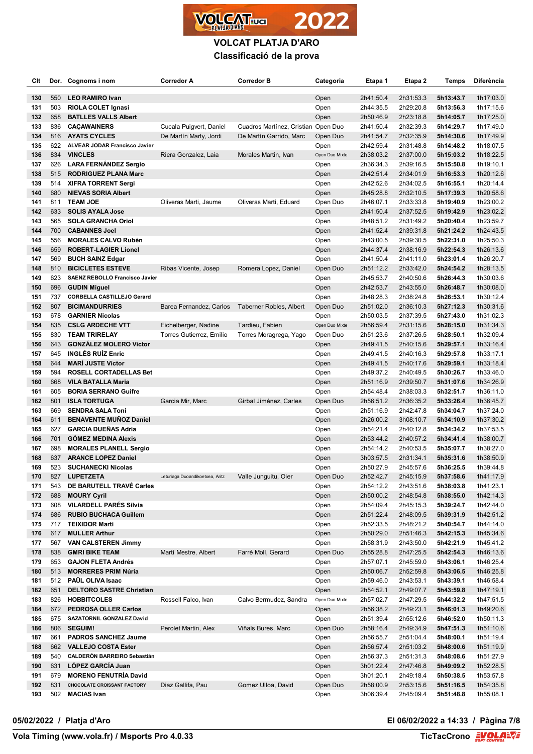# VOLCAT PLATJA D'ARO

## Classificació de la prova

| Clt | Dor. | Cognoms i nom | Corredor A | Corredor B | Categoria | Etapa 1 | Etapa 2 | Temps | Diferència |
|---|---|---|---|---|---|---|---|---|---|
| 130 | 550 | **LEO RAMIRO Ivan** | | | Open | 2h41:50.4 | 2h31:53.3 | **5h13:43.7** | 1h17:03.0 |
| 131 | 503 | **RIOLA COLET Ignasi** | | | Open | 2h44:35.5 | 2h29:20.8 | **5h13:56.3** | 1h17:15.6 |
| 132 | 658 | **BATLLES VALLS Albert** | | | Open | 2h50:46.9 | 2h23:18.8 | **5h14:05.7** | 1h17:25.0 |
| 133 | 836 | **CAÇAWAINERS** | Cucala Puigvert, Daniel | Cuadros Martínez, Cristian | Open Duo | 2h41:50.4 | 2h32:39.3 | **5h14:29.7** | 1h17:49.0 |
| 134 | 816 | **AYATS CYCLES** | De Martín Marty, Jordi | De Martín Garrido, Marc | Open Duo | 2h41:54.7 | 2h32:35.9 | **5h14:30.6** | 1h17:49.9 |
| 135 | 622 | **ALVEAR JODAR Francisco Javier** | | | Open | 2h42:59.4 | 2h31:48.8 | **5h14:48.2** | 1h18:07.5 |
| 136 | 834 | **VINCLES** | Riera Gonzalez, Laia | Morales Martin, Ivan | Open Duo Mixte | 2h38:03.2 | 2h37:00.0 | **5h15:03.2** | 1h18:22.5 |
| 137 | 626 | **LARA FERNÁNDEZ Sergio** | | | Open | 2h36:34.3 | 2h39:16.5 | **5h15:50.8** | 1h19:10.1 |
| 138 | 515 | **RODRIGUEZ PLANA Marc** | | | Open | 2h42:51.4 | 2h34:01.9 | **5h16:53.3** | 1h20:12.6 |
| 139 | 514 | **XIFRA TORRENT Sergi** | | | Open | 2h42:52.6 | 2h34:02.5 | **5h16:55.1** | 1h20:14.4 |
| 140 | 680 | **NIEVAS SORIA Albert** | | | Open | 2h45:28.8 | 2h32:10.5 | **5h17:39.3** | 1h20:58.6 |
| 141 | 811 | **TEAM JOE** | Oliveras Marti, Jaume | Oliveras Marti, Eduard | Open Duo | 2h46:07.1 | 2h33:33.8 | **5h19:40.9** | 1h23:00.2 |
| 142 | 633 | **SOLIS AYALA Jose** | | | Open | 2h41:50.4 | 2h37:52.5 | **5h19:42.9** | 1h23:02.2 |
| 143 | 565 | **SOLA GRANCHA Oriol** | | | Open | 2h48:51.2 | 2h31:49.2 | **5h20:40.4** | 1h23:59.7 |
| 144 | 700 | **CABANNES Joel** | | | Open | 2h41:52.4 | 2h39:31.8 | **5h21:24.2** | 1h24:43.5 |
| 145 | 556 | **MORALES CALVO Rubén** | | | Open | 2h43:00.5 | 2h39:30.5 | **5h22:31.0** | 1h25:50.3 |
| 146 | 659 | **ROBERT-LAGIER Lionel** | | | Open | 2h44:37.4 | 2h38:16.9 | **5h22:54.3** | 1h26:13.6 |
| 147 | 569 | **BUCH SAINZ Edgar** | | | Open | 2h41:50.4 | 2h41:11.0 | **5h23:01.4** | 1h26:20.7 |
| 148 | 810 | **BICICLETES ESTEVE** | Ribas Vicente, Josep | Romera Lopez, Daniel | Open Duo | 2h51:12.2 | 2h33:42.0 | **5h24:54.2** | 1h28:13.5 |
| 149 | 623 | **SAENZ REBOLLO Francisco Javier** | | | Open | 2h45:53.7 | 2h40:50.6 | **5h26:44.3** | 1h30:03.6 |
| 150 | 696 | **GUDIN Miguel** | | | Open | 2h42:53.7 | 2h43:55.0 | **5h26:48.7** | 1h30:08.0 |
| 151 | 737 | **CORBELLA CASTILLEJO Gerard** | | | Open | 2h48:28.3 | 2h38:24.8 | **5h26:53.1** | 1h30:12.4 |
| 152 | 807 | **BICIMANDURRIES** | Barea Fernandez, Carlos | Taberner Robles, Albert | Open Duo | 2h51:02.0 | 2h36:10.3 | **5h27:12.3** | 1h30:31.6 |
| 153 | 678 | **GARNIER Nicolas** | | | Open | 2h50:03.5 | 2h37:39.5 | **5h27:43.0** | 1h31:02.3 |
| 154 | 835 | **CSLG ARDECHE VTT** | Eichelberger, Nadine | Tardieu, Fabien | Open Duo Mixte | 2h56:59.4 | 2h31:15.6 | **5h28:15.0** | 1h31:34.3 |
| 155 | 830 | **TEAM TRIRELAY** | Torres Gutierrez, Emilio | Torres Moragrega, Yago | Open Duo | 2h51:23.6 | 2h37:26.5 | **5h28:50.1** | 1h32:09.4 |
| 156 | 643 | **GONZÁLEZ MOLERO Víctor** | | | Open | 2h49:41.5 | 2h40:15.6 | **5h29:57.1** | 1h33:16.4 |
| 157 | 645 | **INGLÉS RUÍZ Enric** | | | Open | 2h49:41.5 | 2h40:16.3 | **5h29:57.8** | 1h33:17.1 |
| 158 | 644 | **MARÍ JUSTE Víctor** | | | Open | 2h49:41.5 | 2h40:17.6 | **5h29:59.1** | 1h33:18.4 |
| 159 | 594 | **ROSELL CORTADELLAS Bet** | | | Open | 2h49:37.2 | 2h40:49.5 | **5h30:26.7** | 1h33:46.0 |
| 160 | 668 | **VILA BATALLA Maria** | | | Open | 2h51:16.9 | 2h39:50.7 | **5h31:07.6** | 1h34:26.9 |
| 161 | 605 | **BORIA SERRANO Guifre** | | | Open | 2h54:48.4 | 2h38:03.3 | **5h32:51.7** | 1h36:11.0 |
| 162 | 801 | **ISLA TORTUGA** | Garcia Mir, Marc | Girbal Jiménez, Carles | Open Duo | 2h56:51.2 | 2h36:35.2 | **5h33:26.4** | 1h36:45.7 |
| 163 | 669 | **SENDRA SALA Toni** | | | Open | 2h51:16.9 | 2h42:47.8 | **5h34:04.7** | 1h37:24.0 |
| 164 | 611 | **BENAVENTE MUÑOZ Daniel** | | | Open | 2h26:00.2 | 3h08:10.7 | **5h34:10.9** | 1h37:30.2 |
| 165 | 627 | **GARCIA DUEÑAS Adria** | | | Open | 2h54:21.4 | 2h40:12.8 | **5h34:34.2** | 1h37:53.5 |
| 166 | 701 | **GÓMEZ MEDINA Alexis** | | | Open | 2h53:44.2 | 2h40:57.2 | **5h34:41.4** | 1h38:00.7 |
| 167 | 698 | **MORALES PLANELL Sergio** | | | Open | 2h54:14.2 | 2h40:53.5 | **5h35:07.7** | 1h38:27.0 |
| 168 | 637 | **ARANCE LOPEZ Daniel** | | | Open | 3h03:57.5 | 2h31:34.1 | **5h35:31.6** | 1h38:50.9 |
| 169 | 523 | **SUCHANECKI Nicolas** | | | Open | 2h50:27.9 | 2h45:57.6 | **5h36:25.5** | 1h39:44.8 |
| 170 | 827 | **LUPETZETA** | Leturiaga Duoandikoetxea, Aritz | Valle Junguitu, Oier | Open Duo | 2h52:42.7 | 2h45:15.9 | **5h37:58.6** | 1h41:17.9 |
| 171 | 543 | **DE BARUTELL TRAVÉ Carles** | | | Open | 2h54:12.2 | 2h43:51.6 | **5h38:03.8** | 1h41:23.1 |
| 172 | 688 | **MOURY Cyril** | | | Open | 2h50:00.2 | 2h48:54.8 | **5h38:55.0** | 1h42:14.3 |
| 173 | 608 | **VILARDELL PARÉS Sílvia** | | | Open | 2h54:09.4 | 2h45:15.3 | **5h39:24.7** | 1h42:44.0 |
| 174 | 686 | **RUBIO BUCHACA Guillem** | | | Open | 2h51:22.4 | 2h48:09.5 | **5h39:31.9** | 1h42:51.2 |
| 175 | 717 | **TEIXIDOR Marti** | | | Open | 2h52:33.5 | 2h48:21.2 | **5h40:54.7** | 1h44:14.0 |
| 176 | 617 | **MULLER Arthur** | | | Open | 2h50:29.0 | 2h51:46.3 | **5h42:15.3** | 1h45:34.6 |
| 177 | 567 | **VAN CALSTEREN Jimmy** | | | Open | 2h58:31.9 | 2h43:50.0 | **5h42:21.9** | 1h45:41.2 |
| 178 | 838 | **GMRI BIKE TEAM** | Martí Mestre, Albert | Farré Moll, Gerard | Open Duo | 2h55:28.8 | 2h47:25.5 | **5h42:54.3** | 1h46:13.6 |
| 179 | 653 | **GAJON FLETA Andrés** | | | Open | 2h57:07.1 | 2h45:59.0 | **5h43:06.1** | 1h46:25.4 |
| 180 | 513 | **MORRERES PRIM Núria** | | | Open | 2h50:06.7 | 2h52:59.8 | **5h43:06.5** | 1h46:25.8 |
| 181 | 512 | **PAÜL OLIVA Isaac** | | | Open | 2h59:46.0 | 2h43:53.1 | **5h43:39.1** | 1h46:58.4 |
| 182 | 651 | **DELTORO SASTRE Christian** | | | Open | 2h54:52.1 | 2h49:07.7 | **5h43:59.8** | 1h47:19.1 |
| 183 | 826 | **HOBBITCOLES** | Rossell Falco, Ivan | Calvo Bermudez, Sandra | Open Duo Mixte | 2h57:02.7 | 2h47:29.5 | **5h44:32.2** | 1h47:51.5 |
| 184 | 672 | **PEDROSA OLLER Carlos** | | | Open | 2h56:38.2 | 2h49:23.1 | **5h46:01.3** | 1h49:20.6 |
| 185 | 675 | **SAZATORNIL GONZALEZ David** | | | Open | 2h51:39.4 | 2h55:12.6 | **5h46:52.0** | 1h50:11.3 |
| 186 | 806 | **SEGUIM!** | Perolet Martin, Alex | Viñals Bures, Marc | Open Duo | 2h58:16.4 | 2h49:34.9 | **5h47:51.3** | 1h51:10.6 |
| 187 | 661 | **PADROS SANCHEZ Jaume** | | | Open | 2h56:55.7 | 2h51:04.4 | **5h48:00.1** | 1h51:19.4 |
| 188 | 662 | **VALLEJO COSTA Ester** | | | Open | 2h56:57.4 | 2h51:03.2 | **5h48:00.6** | 1h51:19.9 |
| 189 | 540 | **CALDERÓN BARREIRO Sebastián** | | | Open | 2h56:37.3 | 2h51:31.3 | **5h48:08.6** | 1h51:27.9 |
| 190 | 631 | **LÓPEZ GARCÍA Juan** | | | Open | 3h01:22.4 | 2h47:46.8 | **5h49:09.2** | 1h52:28.5 |
| 191 | 679 | **MORENO FENUTRÍA David** | | | Open | 3h01:20.1 | 2h49:18.4 | **5h50:38.5** | 1h53:57.8 |
| 192 | 831 | **CHOCOLATE CROISSANT FACTORY** | Diaz Gallifa, Pau | Gomez Ulloa, David | Open Duo | 2h58:00.9 | 2h53:15.6 | **5h51:16.5** | 1h54:35.8 |
| 193 | 502 | **MACIAS Ivan** | | | Open | 3h06:39.4 | 2h45:09.4 | **5h51:48.8** | 1h55:08.1 |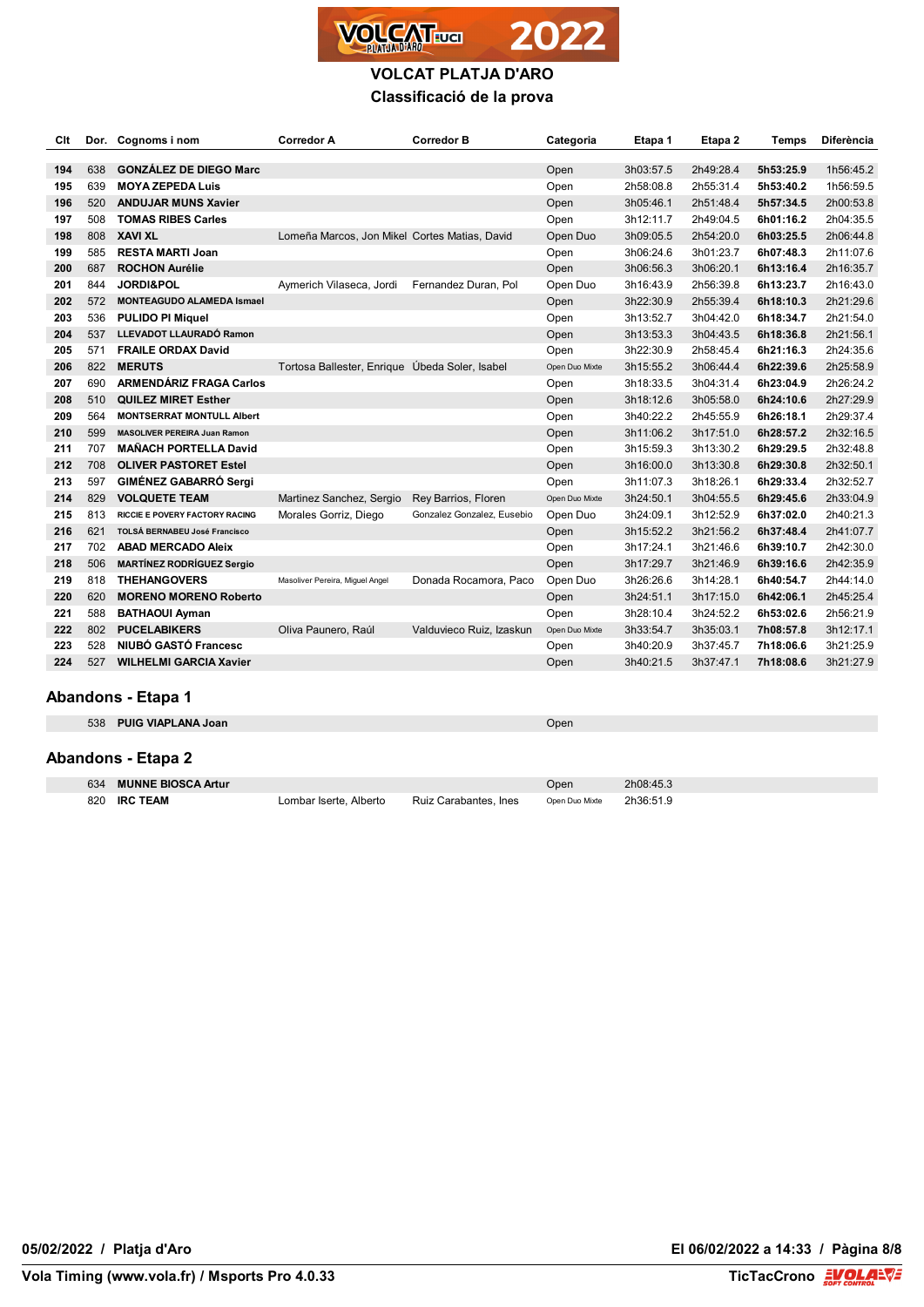# VOLCAT PLATJA D'ARO

## Classificació de la prova

| Clt | Dor. | Cognoms i nom | Corredor A | Corredor B | Categoria | Etapa 1 | Etapa 2 | Temps | Diferència |
|---|---|---|---|---|---|---|---|---|---|
| 194 | 638 | **GONZÁLEZ DE DIEGO Marc** | | | Open | 3h03:57.5 | 2h49:28.4 | **5h53:25.9** | 1h56:45.2 |
| 195 | 639 | **MOYA ZEPEDA Luis** | | | Open | 2h58:08.8 | 2h55:31.4 | **5h53:40.2** | 1h56:59.5 |
| 196 | 520 | **ANDUJAR MUNS Xavier** | | | Open | 3h05:46.1 | 2h51:48.4 | **5h57:34.5** | 2h00:53.8 |
| 197 | 508 | **TOMAS RIBES Carles** | | | Open | 3h12:11.7 | 2h49:04.5 | **6h01:16.2** | 2h04:35.5 |
| 198 | 808 | **XAVI XL** | Lomeña Marcos, Jon Mikel | Cortes Matias, David | Open Duo | 3h09:05.5 | 2h54:20.0 | **6h03:25.5** | 2h06:44.8 |
| 199 | 585 | **RESTA MARTI Joan** | | | Open | 3h06:24.6 | 3h01:23.7 | **6h07:48.3** | 2h11:07.6 |
| 200 | 687 | **ROCHON Aurélie** | | | Open | 3h06:56.3 | 3h06:20.1 | **6h13:16.4** | 2h16:35.7 |
| 201 | 844 | **JORDI&POL** | Aymerich Vilaseca, Jordi | Fernandez Duran, Pol | Open Duo | 3h16:43.9 | 2h56:39.8 | **6h13:23.7** | 2h16:43.0 |
| 202 | 572 | **MONTEAGUDO ALAMEDA Ismael** | | | Open | 3h22:30.9 | 2h55:39.4 | **6h18:10.3** | 2h21:29.6 |
| 203 | 536 | **PULIDO PI Miquel** | | | Open | 3h13:52.7 | 3h04:42.0 | **6h18:34.7** | 2h21:54.0 |
| 204 | 537 | **LLEVADOT LLAURADÓ Ramon** | | | Open | 3h13:53.3 | 3h04:43.5 | **6h18:36.8** | 2h21:56.1 |
| 205 | 571 | **FRAILE ORDAX David** | | | Open | 3h22:30.9 | 2h58:45.4 | **6h21:16.3** | 2h24:35.6 |
| 206 | 822 | **MERUTS** | Tortosa Ballester, Enrique | Úbeda Soler, Isabel | Open Duo Mixte | 3h15:55.2 | 3h06:44.4 | **6h22:39.6** | 2h25:58.9 |
| 207 | 690 | **ARMENDÁRIZ FRAGA Carlos** | | | Open | 3h18:33.5 | 3h04:31.4 | **6h23:04.9** | 2h26:24.2 |
| 208 | 510 | **QUILEZ MIRET Esther** | | | Open | 3h18:12.6 | 3h05:58.0 | **6h24:10.6** | 2h27:29.9 |
| 209 | 564 | **MONTSERRAT MONTULL Albert** | | | Open | 3h40:22.2 | 2h45:55.9 | **6h26:18.1** | 2h29:37.4 |
| 210 | 599 | **MASOLIVER PEREIRA Juan Ramon** | | | Open | 3h11:06.2 | 3h17:51.0 | **6h28:57.2** | 2h32:16.5 |
| 211 | 707 | **MAÑACH PORTELLA David** | | | Open | 3h15:59.3 | 3h13:30.2 | **6h29:29.5** | 2h32:48.8 |
| 212 | 708 | **OLIVER PASTORET Estel** | | | Open | 3h16:00.0 | 3h13:30.8 | **6h29:30.8** | 2h32:50.1 |
| 213 | 597 | **GIMÉNEZ GABARRÓ Sergi** | | | Open | 3h11:07.3 | 3h18:26.1 | **6h29:33.4** | 2h32:52.7 |
| 214 | 829 | **VOLQUETE TEAM** | Martinez Sanchez, Sergio | Rey Barrios, Floren | Open Duo Mixte | 3h24:50.1 | 3h04:55.5 | **6h29:45.6** | 2h33:04.9 |
| 215 | 813 | **RICCIE E POVERY FACTORY RACING** | Morales Gorriz, Diego | Gonzalez Gonzalez, Eusebio | Open Duo | 3h24:09.1 | 3h12:52.9 | **6h37:02.0** | 2h40:21.3 |
| 216 | 621 | **TOLSÁ BERNABEU José Francisco** | | | Open | 3h15:52.2 | 3h21:56.2 | **6h37:48.4** | 2h41:07.7 |
| 217 | 702 | **ABAD MERCADO Aleix** | | | Open | 3h17:24.1 | 3h21:46.6 | **6h39:10.7** | 2h42:30.0 |
| 218 | 506 | **MARTÍNEZ RODRÍGUEZ Sergio** | | | Open | 3h17:29.7 | 3h21:46.9 | **6h39:16.6** | 2h42:35.9 |
| 219 | 818 | **THEHANGOVERS** | Masoliver Pereira, Miguel Angel | Donada Rocamora, Paco | Open Duo | 3h26:26.6 | 3h14:28.1 | **6h40:54.7** | 2h44:14.0 |
| 220 | 620 | **MORENO MORENO Roberto** | | | Open | 3h24:51.1 | 3h17:15.0 | **6h42:06.1** | 2h45:25.4 |
| 221 | 588 | **BATHAOUI Ayman** | | | Open | 3h28:10.4 | 3h24:52.2 | **6h53:02.6** | 2h56:21.9 |
| 222 | 802 | **PUCELABIKERS** | Oliva Paunero, Raúl | Valduvieco Ruiz, Izaskun | Open Duo Mixte | 3h33:54.7 | 3h35:03.1 | **7h08:57.8** | 3h12:17.1 |
| 223 | 528 | **NIUBÓ GASTÓ Francesc** | | | Open | 3h40:20.9 | 3h37:45.7 | **7h18:06.6** | 3h21:25.9 |
| 224 | 527 | **WILHELMI GARCIA Xavier** | | | Open | 3h40:21.5 | 3h37:47.1 | **7h18:08.6** | 3h21:27.9 |

## Abandons - Etapa 1

| Clt | Dor. | Cognoms i nom | Corredor A | Corredor B | Categoria | Etapa 1 | Etapa 2 | Temps | Diferència |
|---|---|---|---|---|---|---|---|---|---|
| | 538 | **PUIG VIAPLANA Joan** | | | Open | | | | |

## Abandons - Etapa 2

| Clt | Dor. | Cognoms i nom | Corredor A | Corredor B | Categoria | Etapa 1 | Etapa 2 | Temps | Diferència |
|---|---|---|---|---|---|---|---|---|---|
| | 634 | **MUNNE BIOSCA Artur** | | | Open | 2h08:45.3 | | | |
| | 820 | **IRC TEAM** | Lombar Iserte, Alberto | Ruiz Carabantes, Ines | Open Duo Mixte | 2h36:51.9 | | | |

**05/02/2022 / Platja d'Aro** — **El 06/02/2022 a 14:33**

**Vola Timing (www.vola.fr) / Msports Pro 4.0.33** — **TicTacCrono**